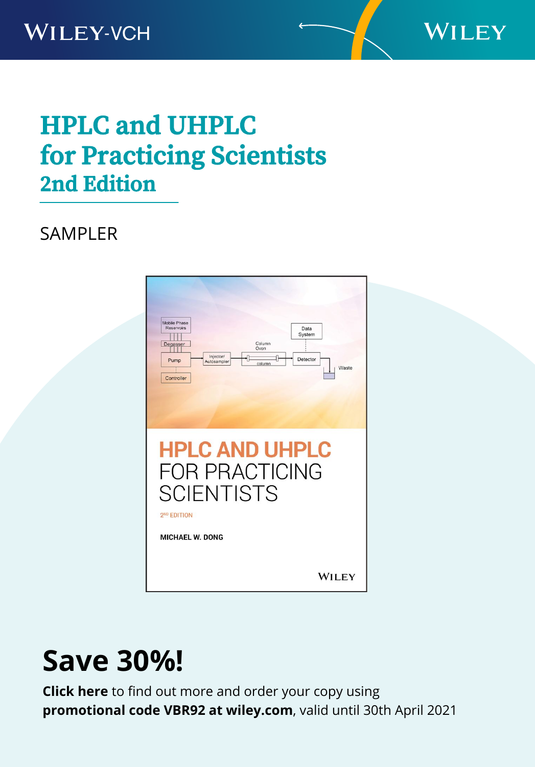WILEY-VCH

WILEY

# HPLC and UHPLC for Practicing Scientists
## 2nd Edition

SAMPLER

HPLC AND UHPLC FOR PRACTICING SCIENTISTS

2ND EDITION

MICHAEL W. DONG

WILEY

# Save 30%!

**Click here** to find out more and order your copy using **promotional code VBR92 at wiley.com**, valid until 30th April 2021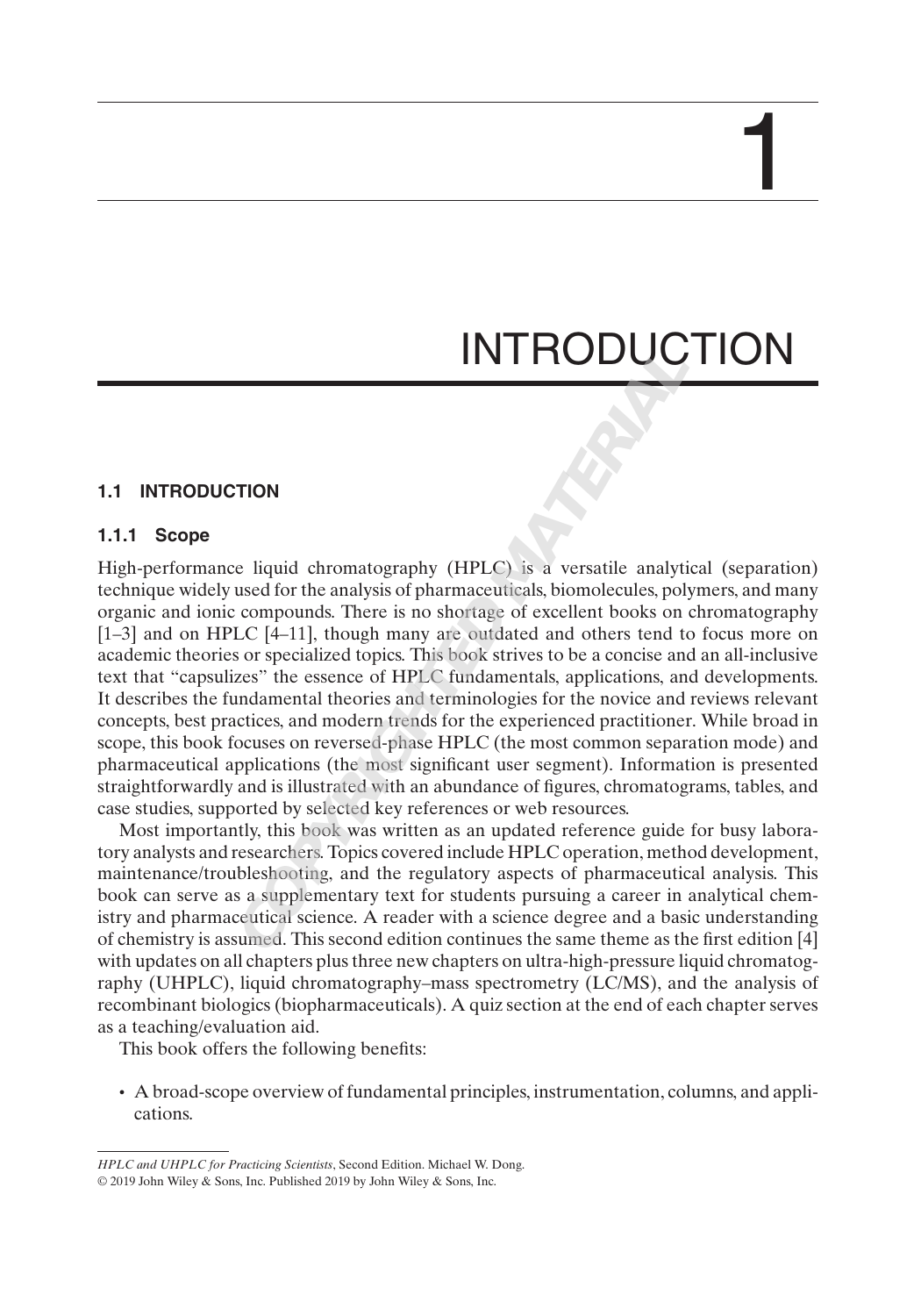# 1

# INTRODUCTION

## 1.1 INTRODUCTION

### 1.1.1 Scope

High-performance liquid chromatography (HPLC) is a versatile analytical (separation) technique widely used for the analysis of pharmaceuticals, biomolecules, polymers, and many organic and ionic compounds. There is no shortage of excellent books on chromatography [1–3] and on HPLC [4–11], though many are outdated and others tend to focus more on academic theories or specialized topics. This book strives to be a concise and an all-inclusive text that "capsulizes" the essence of HPLC fundamentals, applications, and developments. It describes the fundamental theories and terminologies for the novice and reviews relevant concepts, best practices, and modern trends for the experienced practitioner. While broad in scope, this book focuses on reversed-phase HPLC (the most common separation mode) and pharmaceutical applications (the most significant user segment). Information is presented straightforwardly and is illustrated with an abundance of figures, chromatograms, tables, and case studies, supported by selected key references or web resources.

Most importantly, this book was written as an updated reference guide for busy laboratory analysts and researchers. Topics covered include HPLC operation, method development, maintenance/troubleshooting, and the regulatory aspects of pharmaceutical analysis. This book can serve as a supplementary text for students pursuing a career in analytical chemistry and pharmaceutical science. A reader with a science degree and a basic understanding of chemistry is assumed. This second edition continues the same theme as the first edition [4] with updates on all chapters plus three new chapters on ultra-high-pressure liquid chromatography (UHPLC), liquid chromatography–mass spectrometry (LC/MS), and the analysis of recombinant biologics (biopharmaceuticals). A quiz section at the end of each chapter serves as a teaching/evaluation aid.

This book offers the following benefits:

- A broad-scope overview of fundamental principles, instrumentation, columns, and applications.

*HPLC and UHPLC for Practicing Scientists*, Second Edition. Michael W. Dong.
© 2019 John Wiley & Sons, Inc. Published 2019 by John Wiley & Sons, Inc.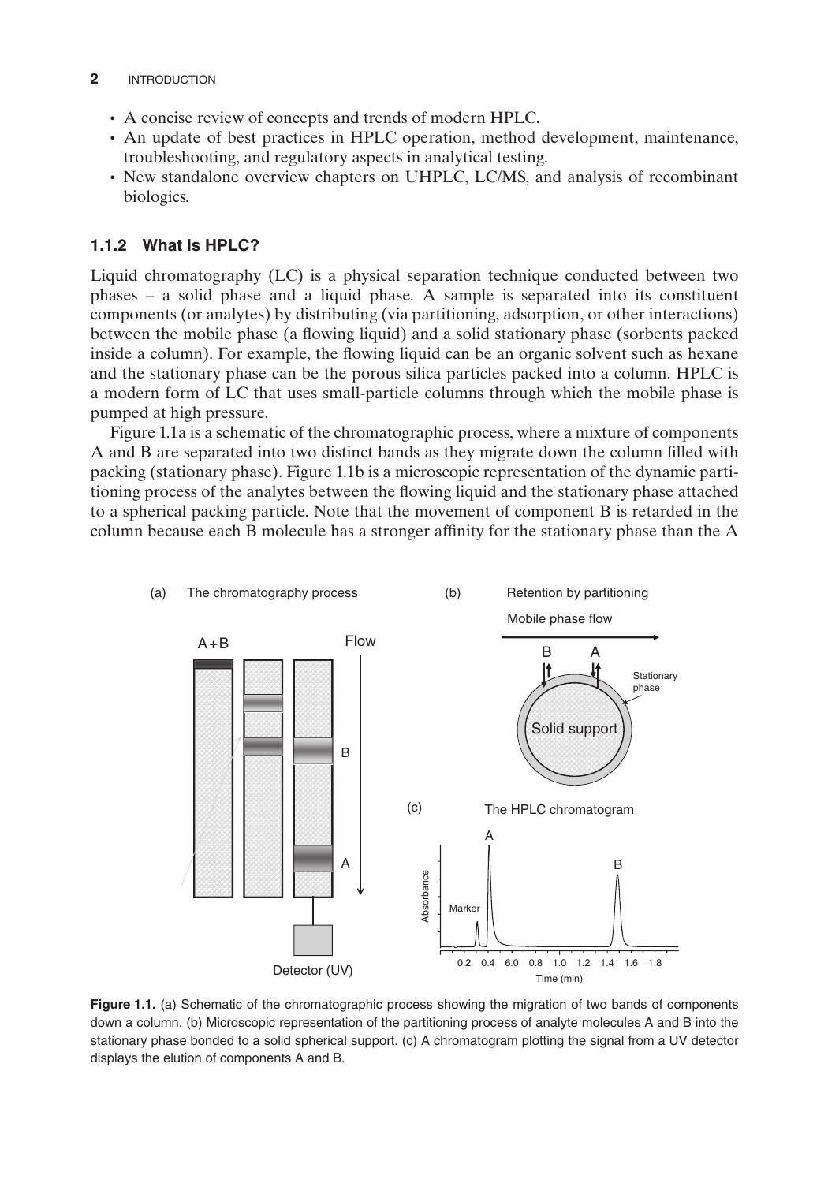- A concise review of concepts and trends of modern HPLC.
- An update of best practices in HPLC operation, method development, maintenance, troubleshooting, and regulatory aspects in analytical testing.
- New standalone overview chapters on UHPLC, LC/MS, and analysis of recombinant biologics.

### 1.1.2 What Is HPLC?

Liquid chromatography (LC) is a physical separation technique conducted between two phases – a solid phase and a liquid phase. A sample is separated into its constituent components (or analytes) by distributing (via partitioning, adsorption, or other interactions) between the mobile phase (a flowing liquid) and a solid stationary phase (sorbents packed inside a column). For example, the flowing liquid can be an organic solvent such as hexane and the stationary phase can be the porous silica particles packed into a column. HPLC is a modern form of LC that uses small-particle columns through which the mobile phase is pumped at high pressure.

Figure 1.1a is a schematic of the chromatographic process, where a mixture of components A and B are separated into two distinct bands as they migrate down the column filled with packing (stationary phase). Figure 1.1b is a microscopic representation of the dynamic partitioning process of the analytes between the flowing liquid and the stationary phase attached to a spherical packing particle. Note that the movement of component B is retarded in the column because each B molecule has a stronger affinity for the stationary phase than the A

**Figure 1.1.** (a) Schematic of the chromatographic process showing the migration of two bands of components down a column. (b) Microscopic representation of the partitioning process of analyte molecules A and B into the stationary phase bonded to a solid spherical support. (c) A chromatogram plotting the signal from a UV detector displays the elution of components A and B.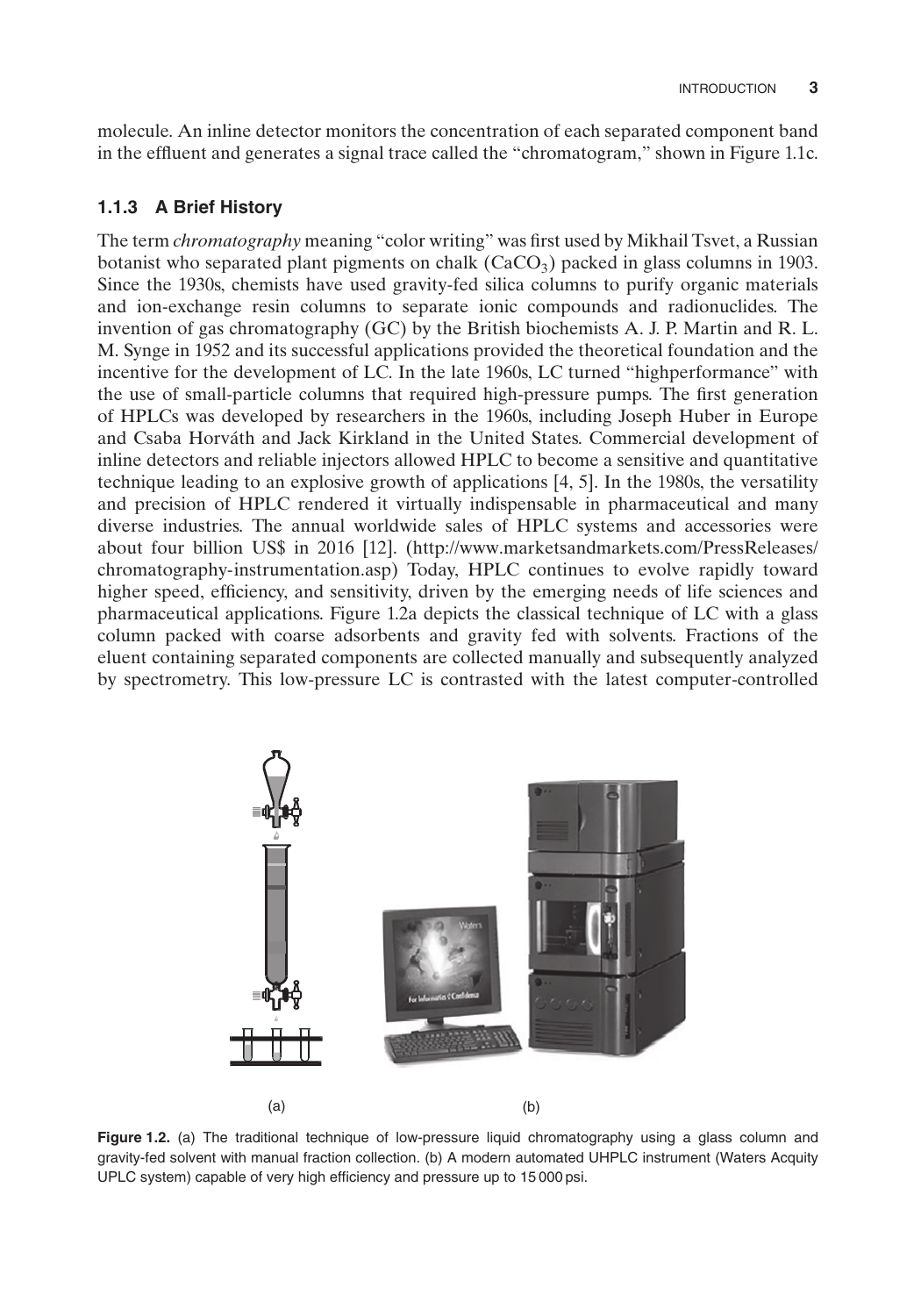molecule. An inline detector monitors the concentration of each separated component band in the effluent and generates a signal trace called the "chromatogram," shown in Figure 1.1c.

### 1.1.3 A Brief History

The term *chromatography* meaning "color writing" was first used by Mikhail Tsvet, a Russian botanist who separated plant pigments on chalk ($CaCO_3$) packed in glass columns in 1903. Since the 1930s, chemists have used gravity-fed silica columns to purify organic materials and ion-exchange resin columns to separate ionic compounds and radionuclides. The invention of gas chromatography (GC) by the British biochemists A. J. P. Martin and R. L. M. Synge in 1952 and its successful applications provided the theoretical foundation and the incentive for the development of LC. In the late 1960s, LC turned "highperformance" with the use of small-particle columns that required high-pressure pumps. The first generation of HPLCs was developed by researchers in the 1960s, including Joseph Huber in Europe and Csaba Horváth and Jack Kirkland in the United States. Commercial development of inline detectors and reliable injectors allowed HPLC to become a sensitive and quantitative technique leading to an explosive growth of applications [4, 5]. In the 1980s, the versatility and precision of HPLC rendered it virtually indispensable in pharmaceutical and many diverse industries. The annual worldwide sales of HPLC systems and accessories were about four billion US$ in 2016 [12]. (http://www.marketsandmarkets.com/PressReleases/chromatography-instrumentation.asp) Today, HPLC continues to evolve rapidly toward higher speed, efficiency, and sensitivity, driven by the emerging needs of life sciences and pharmaceutical applications. Figure 1.2a depicts the classical technique of LC with a glass column packed with coarse adsorbents and gravity fed with solvents. Fractions of the eluent containing separated components are collected manually and subsequently analyzed by spectrometry. This low-pressure LC is contrasted with the latest computer-controlled

(a) (b)

**Figure 1.2.** (a) The traditional technique of low-pressure liquid chromatography using a glass column and gravity-fed solvent with manual fraction collection. (b) A modern automated UHPLC instrument (Waters Acquity UPLC system) capable of very high efficiency and pressure up to 15 000 psi.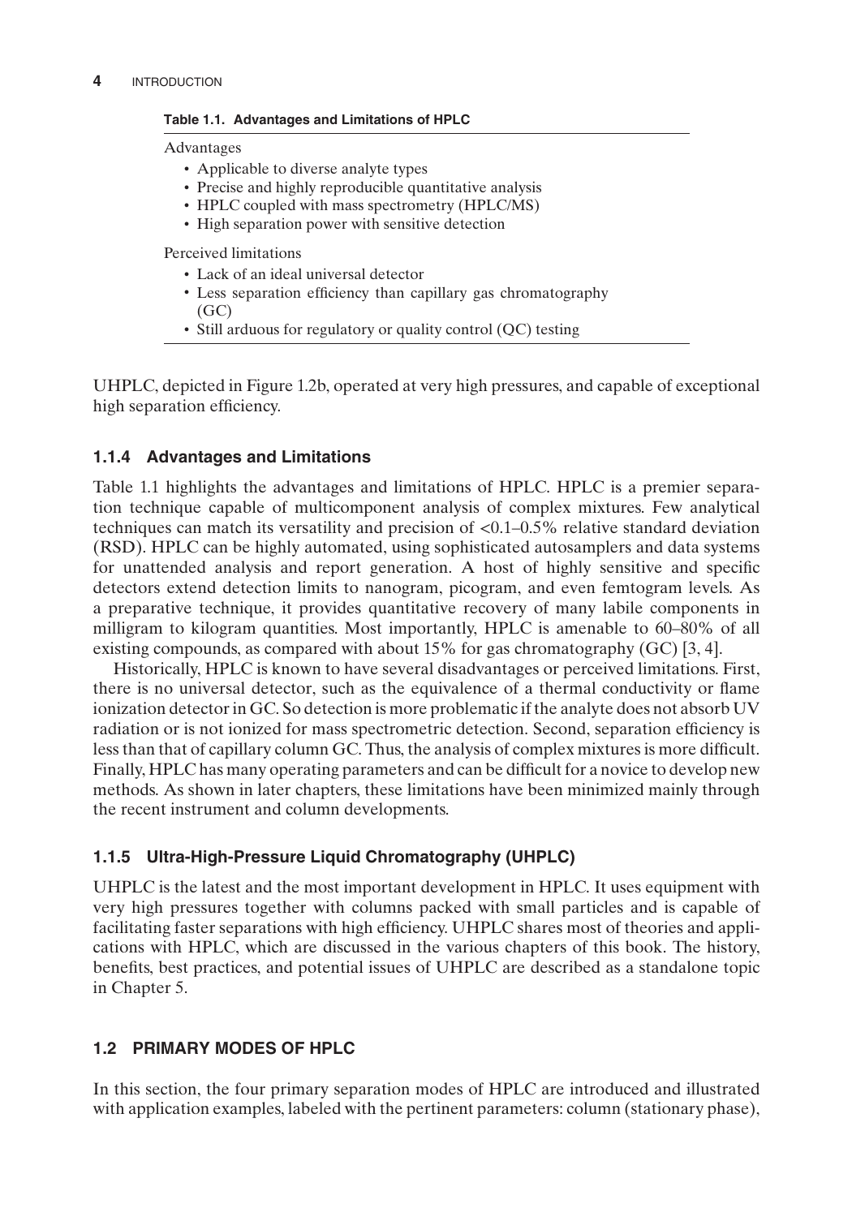**Table 1.1. Advantages and Limitations of HPLC**

Advantages

- Applicable to diverse analyte types
- Precise and highly reproducible quantitative analysis
- HPLC coupled with mass spectrometry (HPLC/MS)
- High separation power with sensitive detection

Perceived limitations

- Lack of an ideal universal detector
- Less separation efficiency than capillary gas chromatography (GC)
- Still arduous for regulatory or quality control (QC) testing

UHPLC, depicted in Figure 1.2b, operated at very high pressures, and capable of exceptional high separation efficiency.

### 1.1.4 Advantages and Limitations

Table 1.1 highlights the advantages and limitations of HPLC. HPLC is a premier separation technique capable of multicomponent analysis of complex mixtures. Few analytical techniques can match its versatility and precision of <0.1–0.5% relative standard deviation (RSD). HPLC can be highly automated, using sophisticated autosamplers and data systems for unattended analysis and report generation. A host of highly sensitive and specific detectors extend detection limits to nanogram, picogram, and even femtogram levels. As a preparative technique, it provides quantitative recovery of many labile components in milligram to kilogram quantities. Most importantly, HPLC is amenable to 60–80% of all existing compounds, as compared with about 15% for gas chromatography (GC) [3, 4].

Historically, HPLC is known to have several disadvantages or perceived limitations. First, there is no universal detector, such as the equivalence of a thermal conductivity or flame ionization detector in GC. So detection is more problematic if the analyte does not absorb UV radiation or is not ionized for mass spectrometric detection. Second, separation efficiency is less than that of capillary column GC. Thus, the analysis of complex mixtures is more difficult. Finally, HPLC has many operating parameters and can be difficult for a novice to develop new methods. As shown in later chapters, these limitations have been minimized mainly through the recent instrument and column developments.

### 1.1.5 Ultra-High-Pressure Liquid Chromatography (UHPLC)

UHPLC is the latest and the most important development in HPLC. It uses equipment with very high pressures together with columns packed with small particles and is capable of facilitating faster separations with high efficiency. UHPLC shares most of theories and applications with HPLC, which are discussed in the various chapters of this book. The history, benefits, best practices, and potential issues of UHPLC are described as a standalone topic in Chapter 5.

## 1.2 PRIMARY MODES OF HPLC

In this section, the four primary separation modes of HPLC are introduced and illustrated with application examples, labeled with the pertinent parameters: column (stationary phase),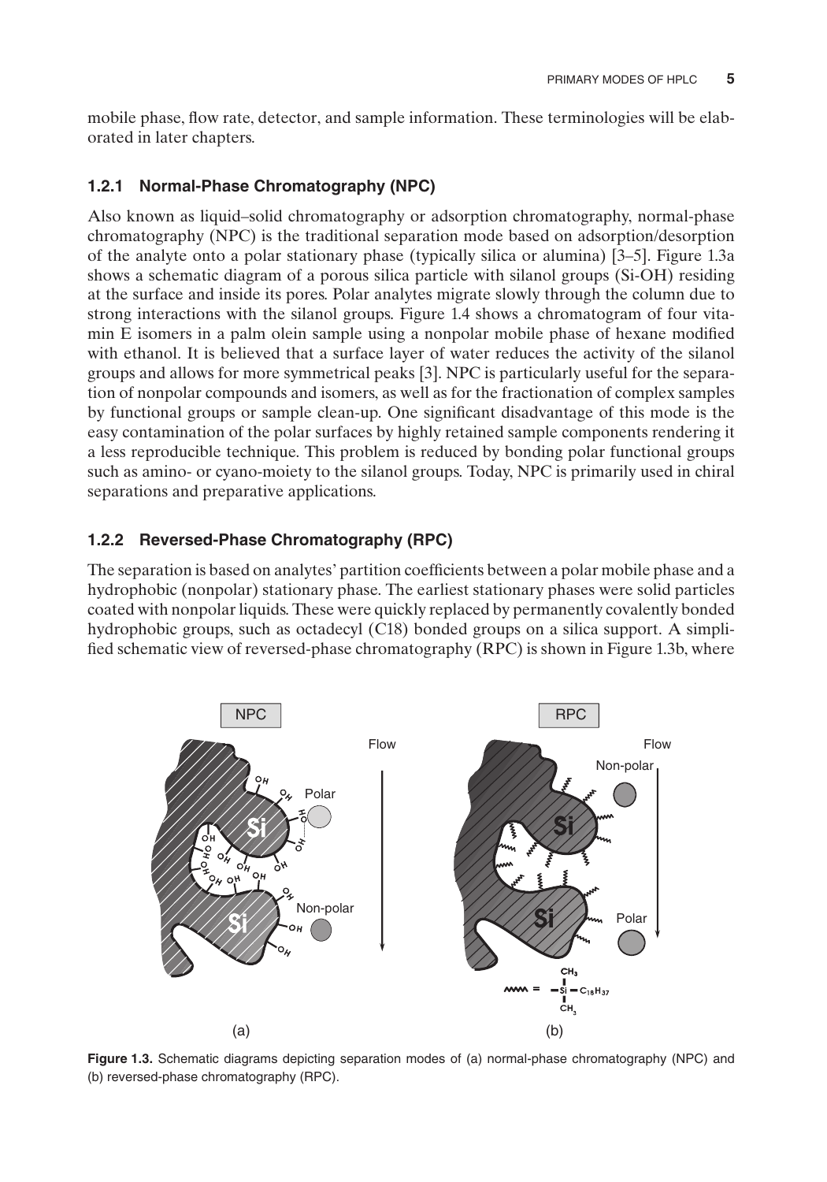mobile phase, flow rate, detector, and sample information. These terminologies will be elaborated in later chapters.

### 1.2.1 Normal-Phase Chromatography (NPC)

Also known as liquid–solid chromatography or adsorption chromatography, normal-phase chromatography (NPC) is the traditional separation mode based on adsorption/desorption of the analyte onto a polar stationary phase (typically silica or alumina) [3–5]. Figure 1.3a shows a schematic diagram of a porous silica particle with silanol groups (Si-OH) residing at the surface and inside its pores. Polar analytes migrate slowly through the column due to strong interactions with the silanol groups. Figure 1.4 shows a chromatogram of four vitamin E isomers in a palm olein sample using a nonpolar mobile phase of hexane modified with ethanol. It is believed that a surface layer of water reduces the activity of the silanol groups and allows for more symmetrical peaks [3]. NPC is particularly useful for the separation of nonpolar compounds and isomers, as well as for the fractionation of complex samples by functional groups or sample clean-up. One significant disadvantage of this mode is the easy contamination of the polar surfaces by highly retained sample components rendering it a less reproducible technique. This problem is reduced by bonding polar functional groups such as amino- or cyano-moiety to the silanol groups. Today, NPC is primarily used in chiral separations and preparative applications.

### 1.2.2 Reversed-Phase Chromatography (RPC)

The separation is based on analytes' partition coefficients between a polar mobile phase and a hydrophobic (nonpolar) stationary phase. The earliest stationary phases were solid particles coated with nonpolar liquids. These were quickly replaced by permanently covalently bonded hydrophobic groups, such as octadecyl (C18) bonded groups on a silica support. A simplified schematic view of reversed-phase chromatography (RPC) is shown in Figure 1.3b, where

**Figure 1.3.** Schematic diagrams depicting separation modes of (a) normal-phase chromatography (NPC) and (b) reversed-phase chromatography (RPC).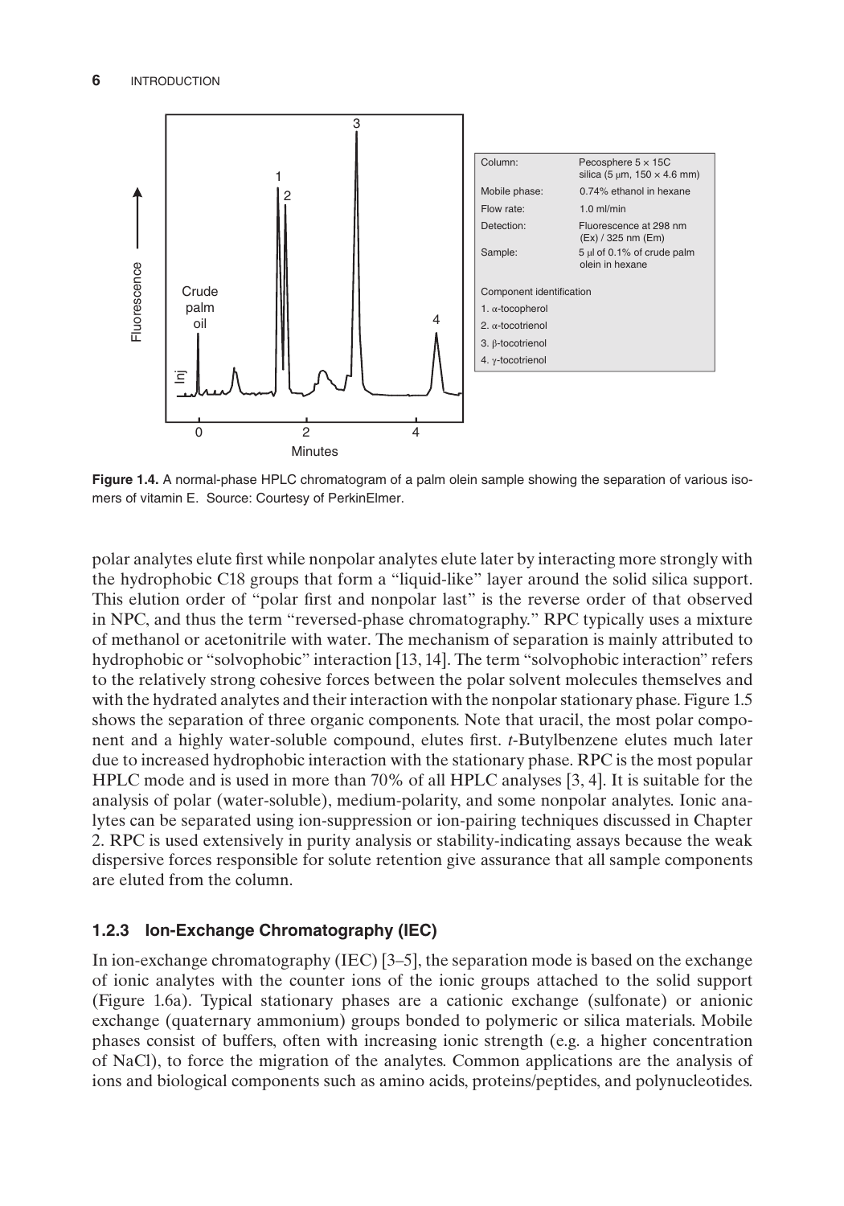| Column: | Pecosphere 5 × 15C silica (5 μm, 150 × 4.6 mm) |
|---|---|
| Mobile phase: | 0.74% ethanol in hexane |
| Flow rate: | 1.0 ml/min |
| Detection: | Fluorescence at 298 nm (Ex) / 325 nm (Em) |
| Sample: | 5 μl of 0.1% of crude palm olein in hexane |

Component identification
1. α-tocopherol
2. α-tocotrienol
3. β-tocotrienol
4. γ-tocotrienol

**Figure 1.4.** A normal-phase HPLC chromatogram of a palm olein sample showing the separation of various isomers of vitamin E. Source: Courtesy of PerkinElmer.

polar analytes elute first while nonpolar analytes elute later by interacting more strongly with the hydrophobic C18 groups that form a "liquid-like" layer around the solid silica support. This elution order of "polar first and nonpolar last" is the reverse order of that observed in NPC, and thus the term "reversed-phase chromatography." RPC typically uses a mixture of methanol or acetonitrile with water. The mechanism of separation is mainly attributed to hydrophobic or "solvophobic" interaction [13, 14]. The term "solvophobic interaction" refers to the relatively strong cohesive forces between the polar solvent molecules themselves and with the hydrated analytes and their interaction with the nonpolar stationary phase. Figure 1.5 shows the separation of three organic components. Note that uracil, the most polar component and a highly water-soluble compound, elutes first. *t*-Butylbenzene elutes much later due to increased hydrophobic interaction with the stationary phase. RPC is the most popular HPLC mode and is used in more than 70% of all HPLC analyses [3, 4]. It is suitable for the analysis of polar (water-soluble), medium-polarity, and some nonpolar analytes. Ionic analytes can be separated using ion-suppression or ion-pairing techniques discussed in Chapter 2. RPC is used extensively in purity analysis or stability-indicating assays because the weak dispersive forces responsible for solute retention give assurance that all sample components are eluted from the column.

### 1.2.3 Ion-Exchange Chromatography (IEC)

In ion-exchange chromatography (IEC) [3–5], the separation mode is based on the exchange of ionic analytes with the counter ions of the ionic groups attached to the solid support (Figure 1.6a). Typical stationary phases are a cationic exchange (sulfonate) or anionic exchange (quaternary ammonium) groups bonded to polymeric or silica materials. Mobile phases consist of buffers, often with increasing ionic strength (e.g. a higher concentration of NaCl), to force the migration of the analytes. Common applications are the analysis of ions and biological components such as amino acids, proteins/peptides, and polynucleotides.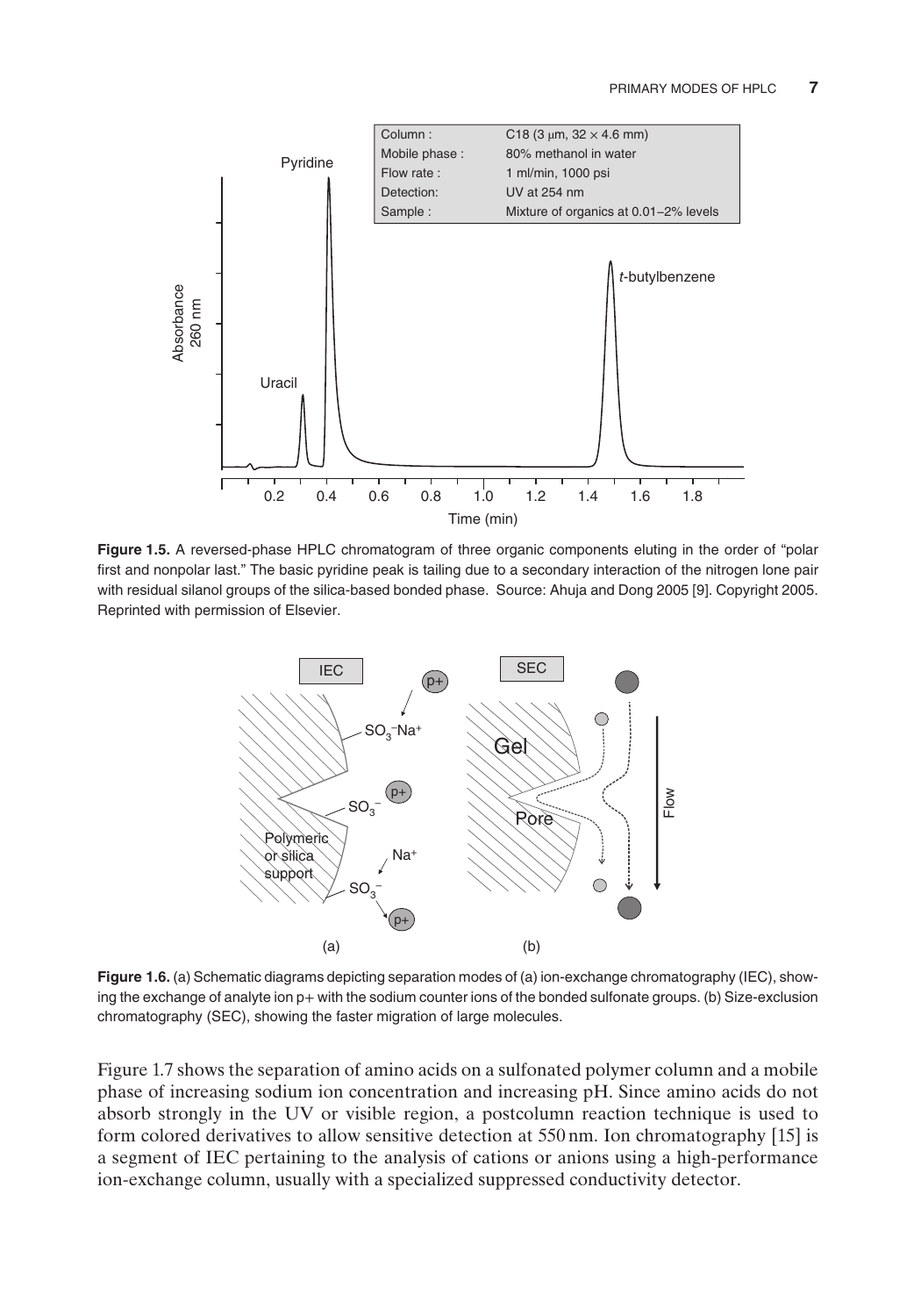Figure 1.5. A reversed-phase HPLC chromatogram of three organic components eluting in the order of "polar first and nonpolar last." The basic pyridine peak is tailing due to a secondary interaction of the nitrogen lone pair with residual silanol groups of the silica-based bonded phase. Source: Ahuja and Dong 2005 [9]. Copyright 2005. Reprinted with permission of Elsevier.

Figure 1.6. (a) Schematic diagrams depicting separation modes of (a) ion-exchange chromatography (IEC), showing the exchange of analyte ion p+ with the sodium counter ions of the bonded sulfonate groups. (b) Size-exclusion chromatography (SEC), showing the faster migration of large molecules.

Figure 1.7 shows the separation of amino acids on a sulfonated polymer column and a mobile phase of increasing sodium ion concentration and increasing pH. Since amino acids do not absorb strongly in the UV or visible region, a postcolumn reaction technique is used to form colored derivatives to allow sensitive detection at 550 nm. Ion chromatography [15] is a segment of IEC pertaining to the analysis of cations or anions using a high-performance ion-exchange column, usually with a specialized suppressed conductivity detector.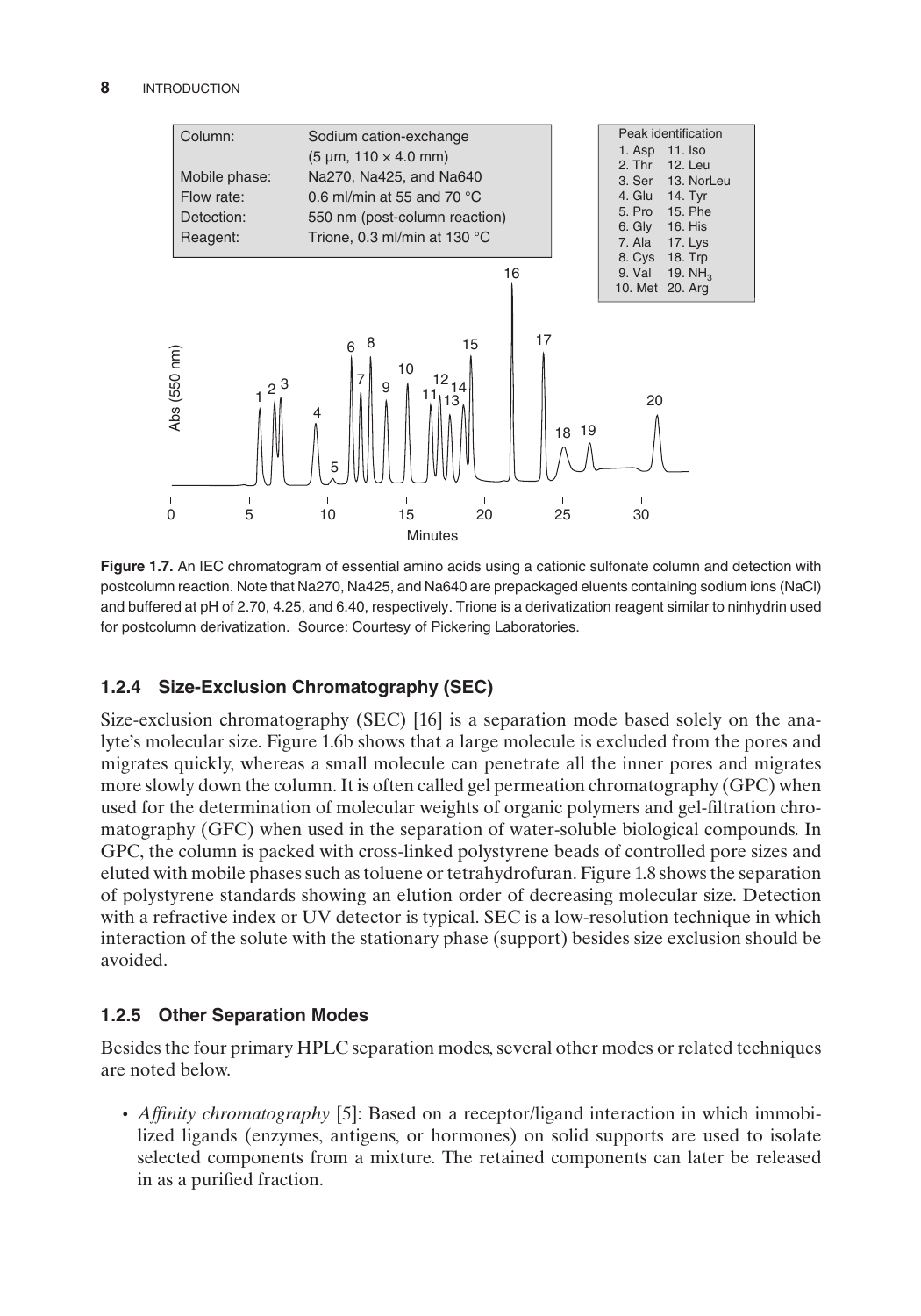| Column: | Sodium cation-exchange |
| --- | --- |
| | (5 µm, 110 × 4.0 mm) |
| Mobile phase: | Na270, Na425, and Na640 |
| Flow rate: | 0.6 ml/min at 55 and 70 °C |
| Detection: | 550 nm (post-column reaction) |
| Reagent: | Trione, 0.3 ml/min at 130 °C |

| Peak identification | |
| --- | --- |
| 1. Asp | 11. Iso |
| 2. Thr | 12. Leu |
| 3. Ser | 13. NorLeu |
| 4. Glu | 14. Tyr |
| 5. Pro | 15. Phe |
| 6. Gly | 16. His |
| 7. Ala | 17. Lys |
| 8. Cys | 18. Trp |
| 9. Val | 19. $NH_3$ |
| 10. Met | 20. Arg |

**Figure 1.7.** An IEC chromatogram of essential amino acids using a cationic sulfonate column and detection with postcolumn reaction. Note that Na270, Na425, and Na640 are prepackaged eluents containing sodium ions (NaCl) and buffered at pH of 2.70, 4.25, and 6.40, respectively. Trione is a derivatization reagent similar to ninhydrin used for postcolumn derivatization. Source: Courtesy of Pickering Laboratories.

### 1.2.4 Size-Exclusion Chromatography (SEC)

Size-exclusion chromatography (SEC) [16] is a separation mode based solely on the analyte's molecular size. Figure 1.6b shows that a large molecule is excluded from the pores and migrates quickly, whereas a small molecule can penetrate all the inner pores and migrates more slowly down the column. It is often called gel permeation chromatography (GPC) when used for the determination of molecular weights of organic polymers and gel-filtration chromatography (GFC) when used in the separation of water-soluble biological compounds. In GPC, the column is packed with cross-linked polystyrene beads of controlled pore sizes and eluted with mobile phases such as toluene or tetrahydrofuran. Figure 1.8 shows the separation of polystyrene standards showing an elution order of decreasing molecular size. Detection with a refractive index or UV detector is typical. SEC is a low-resolution technique in which interaction of the solute with the stationary phase (support) besides size exclusion should be avoided.

### 1.2.5 Other Separation Modes

Besides the four primary HPLC separation modes, several other modes or related techniques are noted below.

- *Affinity chromatography* [5]: Based on a receptor/ligand interaction in which immobilized ligands (enzymes, antigens, or hormones) on solid supports are used to isolate selected components from a mixture. The retained components can later be released in as a purified fraction.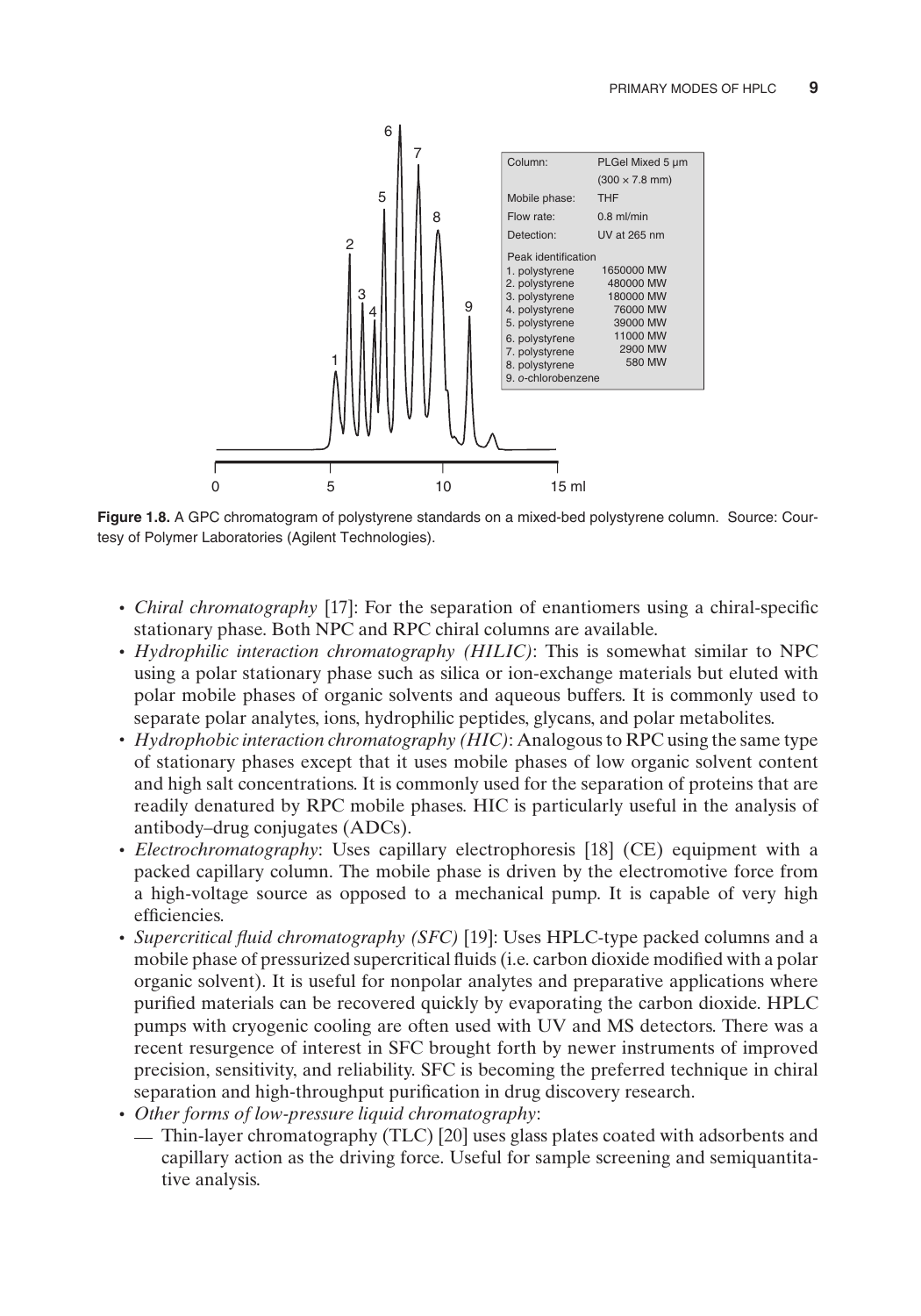6
7
5
8
2
3
4
9
1

Column: PLGel Mixed 5 μm
(300 × 7.8 mm)
Mobile phase: THF
Flow rate: 0.8 ml/min
Detection: UV at 265 nm

Peak identification
1. polystyrene 1650000 MW
2. polystyrene 480000 MW
3. polystyrene 180000 MW
4. polystyrene 76000 MW
5. polystyrene 39000 MW
6. polystyrene 11000 MW
7. polystyrene 2900 MW
8. polystyrene 580 MW
9. *o*-chlorobenzene

0 5 10 15 ml

**Figure 1.8.** A GPC chromatogram of polystyrene standards on a mixed-bed polystyrene column. Source: Courtesy of Polymer Laboratories (Agilent Technologies).

- *Chiral chromatography* [17]: For the separation of enantiomers using a chiral-specific stationary phase. Both NPC and RPC chiral columns are available.
- *Hydrophilic interaction chromatography (HILIC)*: This is somewhat similar to NPC using a polar stationary phase such as silica or ion-exchange materials but eluted with polar mobile phases of organic solvents and aqueous buffers. It is commonly used to separate polar analytes, ions, hydrophilic peptides, glycans, and polar metabolites.
- *Hydrophobic interaction chromatography (HIC)*: Analogous to RPC using the same type of stationary phases except that it uses mobile phases of low organic solvent content and high salt concentrations. It is commonly used for the separation of proteins that are readily denatured by RPC mobile phases. HIC is particularly useful in the analysis of antibody–drug conjugates (ADCs).
- *Electrochromatography*: Uses capillary electrophoresis [18] (CE) equipment with a packed capillary column. The mobile phase is driven by the electromotive force from a high-voltage source as opposed to a mechanical pump. It is capable of very high efficiencies.
- *Supercritical fluid chromatography (SFC)* [19]: Uses HPLC-type packed columns and a mobile phase of pressurized supercritical fluids (i.e. carbon dioxide modified with a polar organic solvent). It is useful for nonpolar analytes and preparative applications where purified materials can be recovered quickly by evaporating the carbon dioxide. HPLC pumps with cryogenic cooling are often used with UV and MS detectors. There was a recent resurgence of interest in SFC brought forth by newer instruments of improved precision, sensitivity, and reliability. SFC is becoming the preferred technique in chiral separation and high-throughput purification in drug discovery research.
- *Other forms of low-pressure liquid chromatography*:
  - Thin-layer chromatography (TLC) [20] uses glass plates coated with adsorbents and capillary action as the driving force. Useful for sample screening and semiquantitative analysis.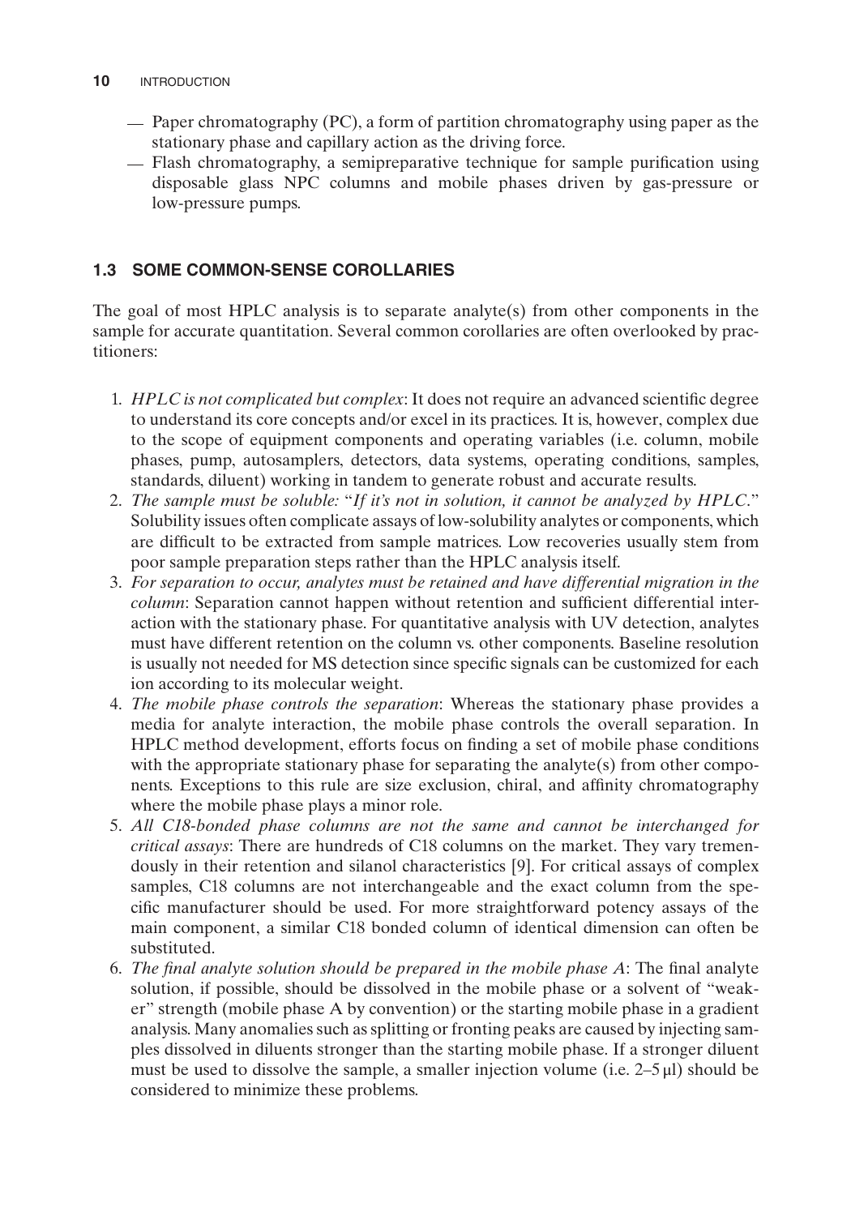- Paper chromatography (PC), a form of partition chromatography using paper as the stationary phase and capillary action as the driving force.
- Flash chromatography, a semipreparative technique for sample purification using disposable glass NPC columns and mobile phases driven by gas-pressure or low-pressure pumps.

## 1.3 SOME COMMON-SENSE COROLLARIES

The goal of most HPLC analysis is to separate analyte(s) from other components in the sample for accurate quantitation. Several common corollaries are often overlooked by practitioners:

1. *HPLC is not complicated but complex*: It does not require an advanced scientific degree to understand its core concepts and/or excel in its practices. It is, however, complex due to the scope of equipment components and operating variables (i.e. column, mobile phases, pump, autosamplers, detectors, data systems, operating conditions, samples, standards, diluent) working in tandem to generate robust and accurate results.
2. *The sample must be soluble:* "*If it's not in solution, it cannot be analyzed by HPLC.*" Solubility issues often complicate assays of low-solubility analytes or components, which are difficult to be extracted from sample matrices. Low recoveries usually stem from poor sample preparation steps rather than the HPLC analysis itself.
3. *For separation to occur, analytes must be retained and have differential migration in the column*: Separation cannot happen without retention and sufficient differential interaction with the stationary phase. For quantitative analysis with UV detection, analytes must have different retention on the column vs. other components. Baseline resolution is usually not needed for MS detection since specific signals can be customized for each ion according to its molecular weight.
4. *The mobile phase controls the separation*: Whereas the stationary phase provides a media for analyte interaction, the mobile phase controls the overall separation. In HPLC method development, efforts focus on finding a set of mobile phase conditions with the appropriate stationary phase for separating the analyte(s) from other components. Exceptions to this rule are size exclusion, chiral, and affinity chromatography where the mobile phase plays a minor role.
5. *All C18-bonded phase columns are not the same and cannot be interchanged for critical assays*: There are hundreds of C18 columns on the market. They vary tremendously in their retention and silanol characteristics [9]. For critical assays of complex samples, C18 columns are not interchangeable and the exact column from the specific manufacturer should be used. For more straightforward potency assays of the main component, a similar C18 bonded column of identical dimension can often be substituted.
6. *The final analyte solution should be prepared in the mobile phase A*: The final analyte solution, if possible, should be dissolved in the mobile phase or a solvent of "weaker" strength (mobile phase A by convention) or the starting mobile phase in a gradient analysis. Many anomalies such as splitting or fronting peaks are caused by injecting samples dissolved in diluents stronger than the starting mobile phase. If a stronger diluent must be used to dissolve the sample, a smaller injection volume (i.e. 2–5 μl) should be considered to minimize these problems.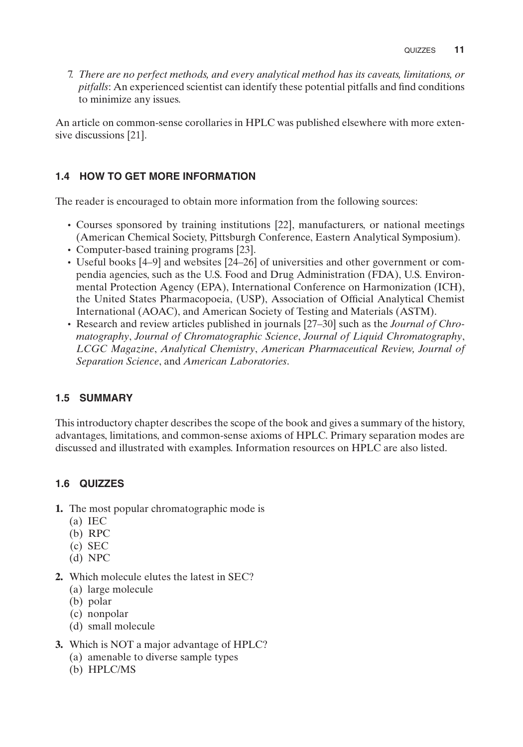7. *There are no perfect methods, and every analytical method has its caveats, limitations, or pitfalls*: An experienced scientist can identify these potential pitfalls and find conditions to minimize any issues.

An article on common-sense corollaries in HPLC was published elsewhere with more extensive discussions [21].

## 1.4 HOW TO GET MORE INFORMATION

The reader is encouraged to obtain more information from the following sources:

- Courses sponsored by training institutions [22], manufacturers, or national meetings (American Chemical Society, Pittsburgh Conference, Eastern Analytical Symposium).
- Computer-based training programs [23].
- Useful books [4–9] and websites [24–26] of universities and other government or compendia agencies, such as the U.S. Food and Drug Administration (FDA), U.S. Environmental Protection Agency (EPA), International Conference on Harmonization (ICH), the United States Pharmacopoeia, (USP), Association of Official Analytical Chemist International (AOAC), and American Society of Testing and Materials (ASTM).
- Research and review articles published in journals [27–30] such as the *Journal of Chromatography*, *Journal of Chromatographic Science*, *Journal of Liquid Chromatography*, *LCGC Magazine*, *Analytical Chemistry*, *American Pharmaceutical Review, Journal of Separation Science*, and *American Laboratories*.

## 1.5 SUMMARY

This introductory chapter describes the scope of the book and gives a summary of the history, advantages, limitations, and common-sense axioms of HPLC. Primary separation modes are discussed and illustrated with examples. Information resources on HPLC are also listed.

## 1.6 QUIZZES

**1.** The most popular chromatographic mode is
   (a) IEC
   (b) RPC
   (c) SEC
   (d) NPC

**2.** Which molecule elutes the latest in SEC?
   (a) large molecule
   (b) polar
   (c) nonpolar
   (d) small molecule

**3.** Which is NOT a major advantage of HPLC?
   (a) amenable to diverse sample types
   (b) HPLC/MS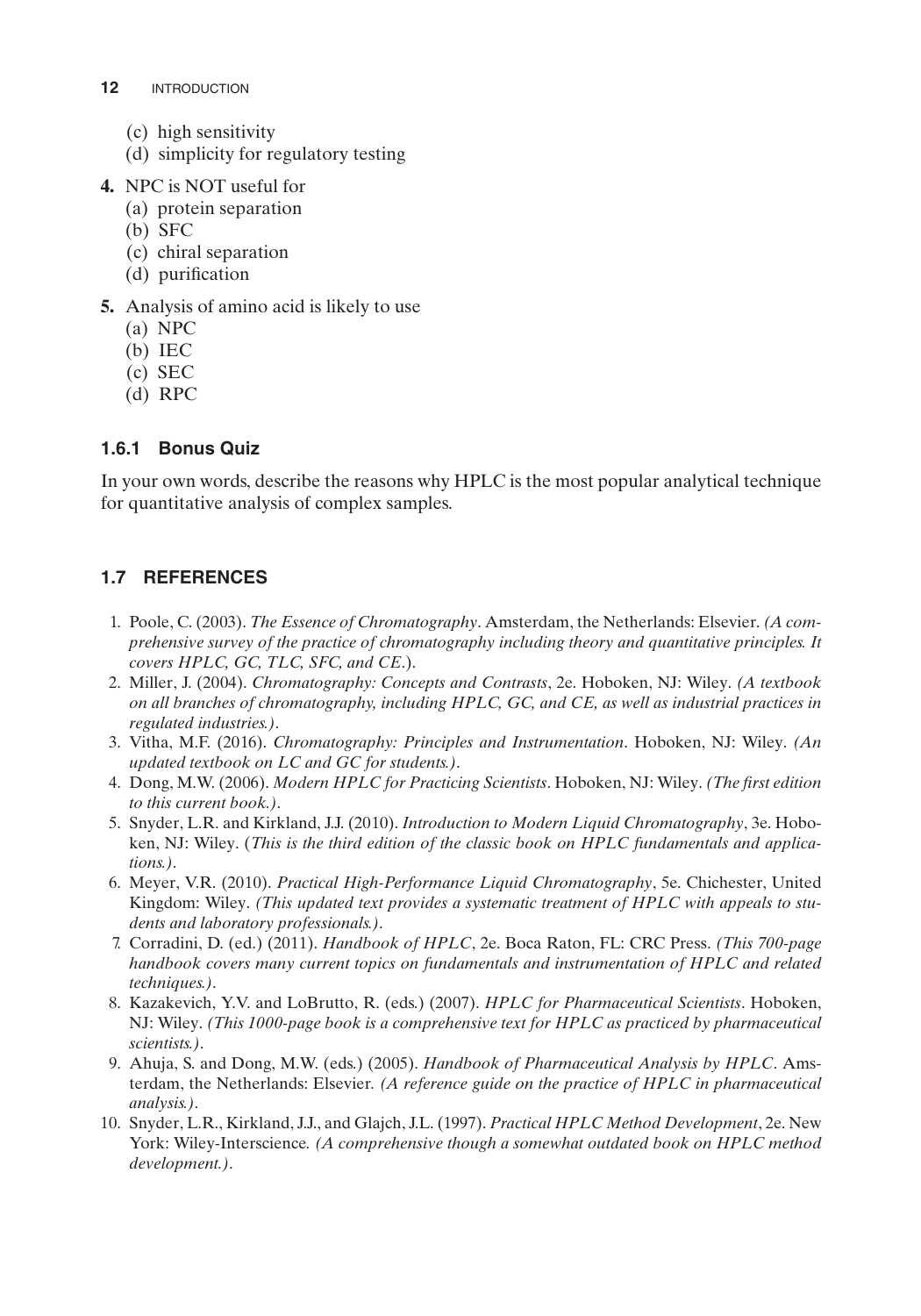(c) high sensitivity
(d) simplicity for regulatory testing

**4.** NPC is NOT useful for
(a) protein separation
(b) SFC
(c) chiral separation
(d) purification

**5.** Analysis of amino acid is likely to use
(a) NPC
(b) IEC
(c) SEC
(d) RPC

### 1.6.1 Bonus Quiz

In your own words, describe the reasons why HPLC is the most popular analytical technique for quantitative analysis of complex samples.

## 1.7 REFERENCES

1. Poole, C. (2003). *The Essence of Chromatography*. Amsterdam, the Netherlands: Elsevier. *(A comprehensive survey of the practice of chromatography including theory and quantitative principles. It covers HPLC, GC, TLC, SFC, and CE.*).
2. Miller, J. (2004). *Chromatography: Concepts and Contrasts*, 2e. Hoboken, NJ: Wiley. *(A textbook on all branches of chromatography, including HPLC, GC, and CE, as well as industrial practices in regulated industries.)*.
3. Vitha, M.F. (2016). *Chromatography: Principles and Instrumentation*. Hoboken, NJ: Wiley. *(An updated textbook on LC and GC for students.)*.
4. Dong, M.W. (2006). *Modern HPLC for Practicing Scientists*. Hoboken, NJ: Wiley. *(The first edition to this current book.)*.
5. Snyder, L.R. and Kirkland, J.J. (2010). *Introduction to Modern Liquid Chromatography*, 3e. Hoboken, NJ: Wiley. (*This is the third edition of the classic book on HPLC fundamentals and applications.)*.
6. Meyer, V.R. (2010). *Practical High-Performance Liquid Chromatography*, 5e. Chichester, United Kingdom: Wiley. *(This updated text provides a systematic treatment of HPLC with appeals to students and laboratory professionals.)*.
7. Corradini, D. (ed.) (2011). *Handbook of HPLC*, 2e. Boca Raton, FL: CRC Press. *(This 700-page handbook covers many current topics on fundamentals and instrumentation of HPLC and related techniques.)*.
8. Kazakevich, Y.V. and LoBrutto, R. (eds.) (2007). *HPLC for Pharmaceutical Scientists*. Hoboken, NJ: Wiley. *(This 1000-page book is a comprehensive text for HPLC as practiced by pharmaceutical scientists.)*.
9. Ahuja, S. and Dong, M.W. (eds.) (2005). *Handbook of Pharmaceutical Analysis by HPLC*. Amsterdam, the Netherlands: Elsevier. *(A reference guide on the practice of HPLC in pharmaceutical analysis.)*.
10. Snyder, L.R., Kirkland, J.J., and Glajch, J.L. (1997). *Practical HPLC Method Development*, 2e. New York: Wiley-Interscience. *(A comprehensive though a somewhat outdated book on HPLC method development.)*.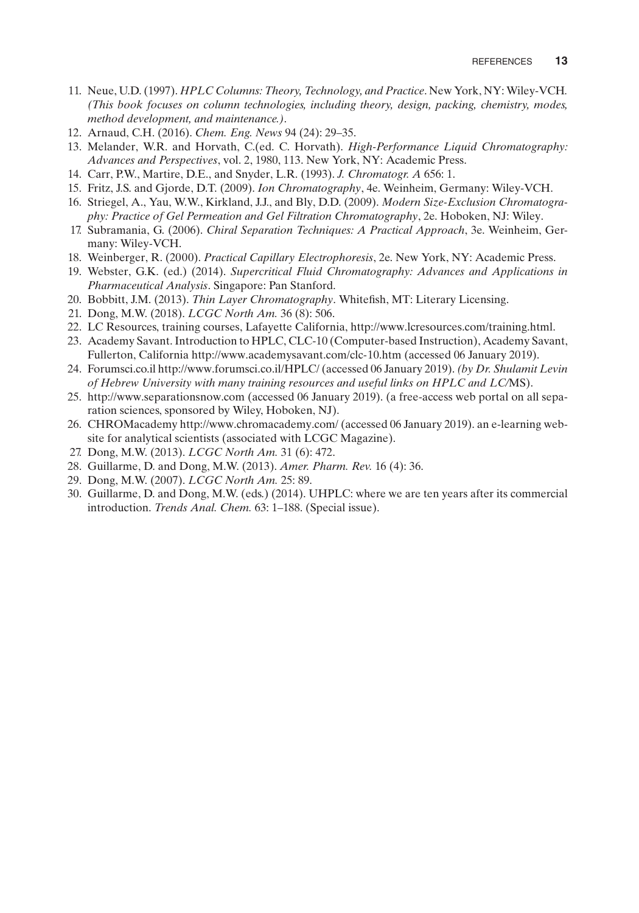11. Neue, U.D. (1997). *HPLC Columns: Theory, Technology, and Practice*. New York, NY: Wiley-VCH. *(This book focuses on column technologies, including theory, design, packing, chemistry, modes, method development, and maintenance.)*.
12. Arnaud, C.H. (2016). *Chem. Eng. News* 94 (24): 29–35.
13. Melander, W.R. and Horvath, C.(ed. C. Horvath). *High-Performance Liquid Chromatography: Advances and Perspectives*, vol. 2, 1980, 113. New York, NY: Academic Press.
14. Carr, P.W., Martire, D.E., and Snyder, L.R. (1993). *J. Chromatogr. A* 656: 1.
15. Fritz, J.S. and Gjorde, D.T. (2009). *Ion Chromatography*, 4e. Weinheim, Germany: Wiley-VCH.
16. Striegel, A., Yau, W.W., Kirkland, J.J., and Bly, D.D. (2009). *Modern Size-Exclusion Chromatography: Practice of Gel Permeation and Gel Filtration Chromatography*, 2e. Hoboken, NJ: Wiley.
17. Subramania, G. (2006). *Chiral Separation Techniques: A Practical Approach*, 3e. Weinheim, Germany: Wiley-VCH.
18. Weinberger, R. (2000). *Practical Capillary Electrophoresis*, 2e. New York, NY: Academic Press.
19. Webster, G.K. (ed.) (2014). *Supercritical Fluid Chromatography: Advances and Applications in Pharmaceutical Analysis*. Singapore: Pan Stanford.
20. Bobbitt, J.M. (2013). *Thin Layer Chromatography*. Whitefish, MT: Literary Licensing.
21. Dong, M.W. (2018). *LCGC North Am.* 36 (8): 506.
22. LC Resources, training courses, Lafayette California, http://www.lcresources.com/training.html.
23. Academy Savant. Introduction to HPLC, CLC-10 (Computer-based Instruction), Academy Savant, Fullerton, California http://www.academysavant.com/clc-10.htm (accessed 06 January 2019).
24. Forumsci.co.il http://www.forumsci.co.il/HPLC/ (accessed 06 January 2019). *(by Dr. Shulamit Levin of Hebrew University with many training resources and useful links on HPLC and LC/*MS).
25. http://www.separationsnow.com (accessed 06 January 2019). (a free-access web portal on all separation sciences, sponsored by Wiley, Hoboken, NJ).
26. CHROMacademy http://www.chromacademy.com/ (accessed 06 January 2019). an e-learning website for analytical scientists (associated with LCGC Magazine).
27. Dong, M.W. (2013). *LCGC North Am.* 31 (6): 472.
28. Guillarme, D. and Dong, M.W. (2013). *Amer. Pharm. Rev.* 16 (4): 36.
29. Dong, M.W. (2007). *LCGC North Am.* 25: 89.
30. Guillarme, D. and Dong, M.W. (eds.) (2014). UHPLC: where we are ten years after its commercial introduction. *Trends Anal. Chem.* 63: 1–188. (Special issue).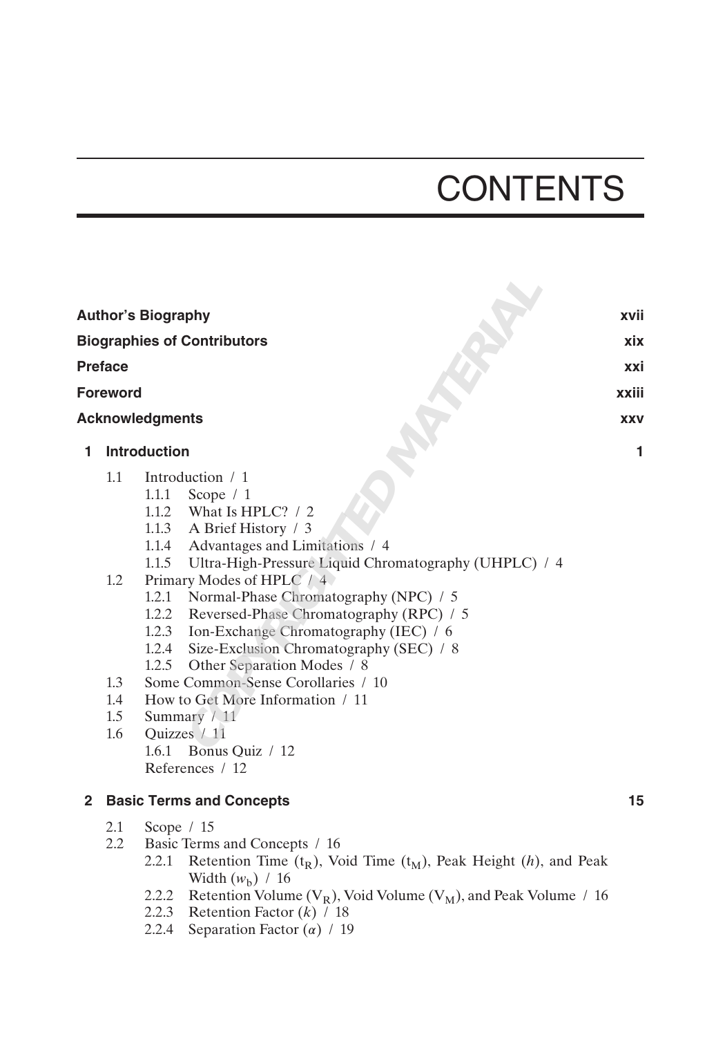# CONTENTS

**Author's Biography** **xvii**

**Biographies of Contributors** **xix**

**Preface** **xxi**

**Foreword** **xxiii**

**Acknowledgments** **xxv**

**1 Introduction** **1**

- 1.1 Introduction / 1
  - 1.1.1 Scope / 1
  - 1.1.2 What Is HPLC? / 2
  - 1.1.3 A Brief History / 3
  - 1.1.4 Advantages and Limitations / 4
  - 1.1.5 Ultra-High-Pressure Liquid Chromatography (UHPLC) / 4
- 1.2 Primary Modes of HPLC / 4
  - 1.2.1 Normal-Phase Chromatography (NPC) / 5
  - 1.2.2 Reversed-Phase Chromatography (RPC) / 5
  - 1.2.3 Ion-Exchange Chromatography (IEC) / 6
  - 1.2.4 Size-Exclusion Chromatography (SEC) / 8
  - 1.2.5 Other Separation Modes / 8
- 1.3 Some Common-Sense Corollaries / 10
- 1.4 How to Get More Information / 11
- 1.5 Summary / 11
- 1.6 Quizzes / 11
  - 1.6.1 Bonus Quiz / 12
  - References / 12

**2 Basic Terms and Concepts** **15**

- 2.1 Scope / 15
- 2.2 Basic Terms and Concepts / 16
  - 2.2.1 Retention Time ($t_R$), Void Time ($t_M$), Peak Height ($h$), and Peak Width ($w_b$) / 16
  - 2.2.2 Retention Volume ($V_R$), Void Volume ($V_M$), and Peak Volume / 16
  - 2.2.3 Retention Factor ($k$) / 18
  - 2.2.4 Separation Factor ($\alpha$) / 19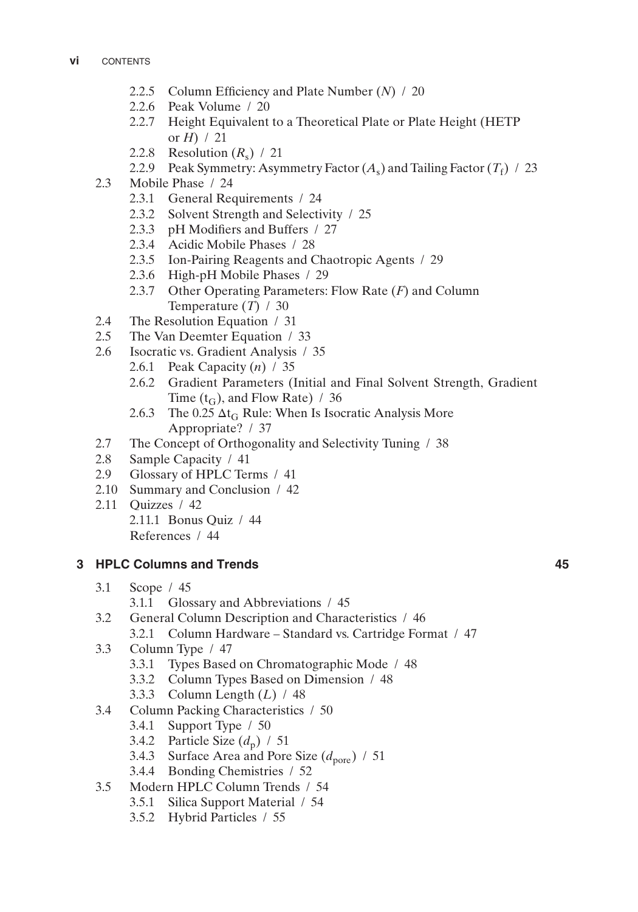- 2.2.5 Column Efficiency and Plate Number ($N$) / 20
- 2.2.6 Peak Volume / 20
- 2.2.7 Height Equivalent to a Theoretical Plate or Plate Height (HETP or $H$) / 21
- 2.2.8 Resolution ($R_s$) / 21
- 2.2.9 Peak Symmetry: Asymmetry Factor ($A_s$) and Tailing Factor ($T_f$) / 23

2.3 Mobile Phase / 24

- 2.3.1 General Requirements / 24
- 2.3.2 Solvent Strength and Selectivity / 25
- 2.3.3 pH Modifiers and Buffers / 27
- 2.3.4 Acidic Mobile Phases / 28
- 2.3.5 Ion-Pairing Reagents and Chaotropic Agents / 29
- 2.3.6 High-pH Mobile Phases / 29
- 2.3.7 Other Operating Parameters: Flow Rate ($F$) and Column Temperature ($T$) / 30

2.4 The Resolution Equation / 31

2.5 The Van Deemter Equation / 33

2.6 Isocratic vs. Gradient Analysis / 35

- 2.6.1 Peak Capacity ($n$) / 35
- 2.6.2 Gradient Parameters (Initial and Final Solvent Strength, Gradient Time ($t_G$), and Flow Rate) / 36
- 2.6.3 The 0.25 $\Delta t_G$ Rule: When Is Isocratic Analysis More Appropriate? / 37

2.7 The Concept of Orthogonality and Selectivity Tuning / 38

2.8 Sample Capacity / 41

2.9 Glossary of HPLC Terms / 41

2.10 Summary and Conclusion / 42

2.11 Quizzes / 42

- 2.11.1 Bonus Quiz / 44
- References / 44

## 3 HPLC Columns and Trends — 45

3.1 Scope / 45

- 3.1.1 Glossary and Abbreviations / 45

3.2 General Column Description and Characteristics / 46

- 3.2.1 Column Hardware – Standard vs. Cartridge Format / 47

3.3 Column Type / 47

- 3.3.1 Types Based on Chromatographic Mode / 48
- 3.3.2 Column Types Based on Dimension / 48
- 3.3.3 Column Length ($L$) / 48

3.4 Column Packing Characteristics / 50

- 3.4.1 Support Type / 50
- 3.4.2 Particle Size ($d_p$) / 51
- 3.4.3 Surface Area and Pore Size ($d_{pore}$) / 51
- 3.4.4 Bonding Chemistries / 52

3.5 Modern HPLC Column Trends / 54

- 3.5.1 Silica Support Material / 54
- 3.5.2 Hybrid Particles / 55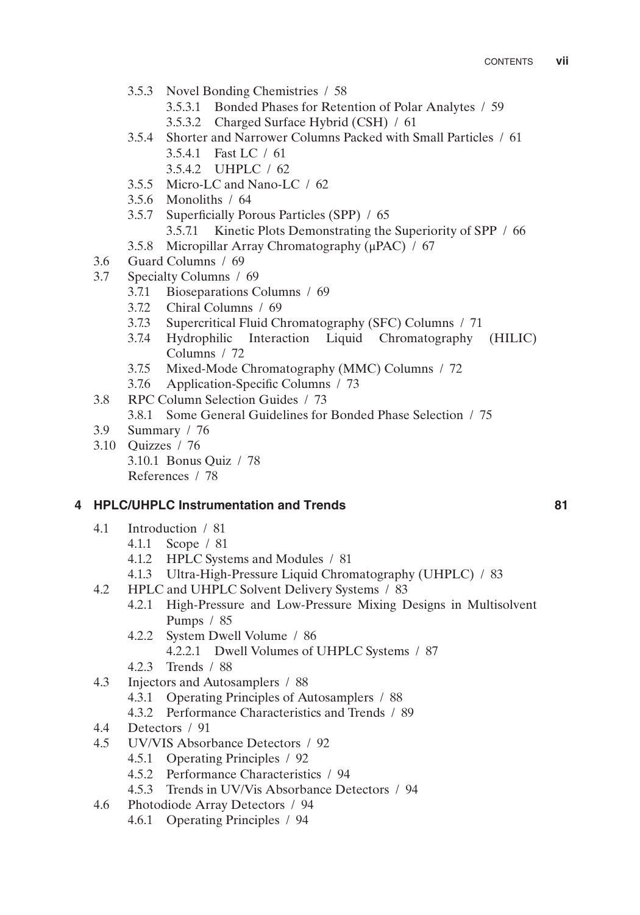- 3.5.3 Novel Bonding Chemistries / 58
  - 3.5.3.1 Bonded Phases for Retention of Polar Analytes / 59
  - 3.5.3.2 Charged Surface Hybrid (CSH) / 61
- 3.5.4 Shorter and Narrower Columns Packed with Small Particles / 61
  - 3.5.4.1 Fast LC / 61
  - 3.5.4.2 UHPLC / 62
- 3.5.5 Micro-LC and Nano-LC / 62
- 3.5.6 Monoliths / 64
- 3.5.7 Superficially Porous Particles (SPP) / 65
  - 3.5.7.1 Kinetic Plots Demonstrating the Superiority of SPP / 66
- 3.5.8 Micropillar Array Chromatography (μPAC) / 67

3.6 Guard Columns / 69

3.7 Specialty Columns / 69
- 3.7.1 Bioseparations Columns / 69
- 3.7.2 Chiral Columns / 69
- 3.7.3 Supercritical Fluid Chromatography (SFC) Columns / 71
- 3.7.4 Hydrophilic Interaction Liquid Chromatography (HILIC) Columns / 72
- 3.7.5 Mixed-Mode Chromatography (MMC) Columns / 72
- 3.7.6 Application-Specific Columns / 73

3.8 RPC Column Selection Guides / 73
- 3.8.1 Some General Guidelines for Bonded Phase Selection / 75

3.9 Summary / 76

3.10 Quizzes / 76
- 3.10.1 Bonus Quiz / 78
- References / 78

## 4 HPLC/UHPLC Instrumentation and Trends — 81

4.1 Introduction / 81
- 4.1.1 Scope / 81
- 4.1.2 HPLC Systems and Modules / 81
- 4.1.3 Ultra-High-Pressure Liquid Chromatography (UHPLC) / 83

4.2 HPLC and UHPLC Solvent Delivery Systems / 83
- 4.2.1 High-Pressure and Low-Pressure Mixing Designs in Multisolvent Pumps / 85
- 4.2.2 System Dwell Volume / 86
  - 4.2.2.1 Dwell Volumes of UHPLC Systems / 87
- 4.2.3 Trends / 88

4.3 Injectors and Autosamplers / 88
- 4.3.1 Operating Principles of Autosamplers / 88
- 4.3.2 Performance Characteristics and Trends / 89

4.4 Detectors / 91

4.5 UV/VIS Absorbance Detectors / 92
- 4.5.1 Operating Principles / 92
- 4.5.2 Performance Characteristics / 94
- 4.5.3 Trends in UV/Vis Absorbance Detectors / 94

4.6 Photodiode Array Detectors / 94
- 4.6.1 Operating Principles / 94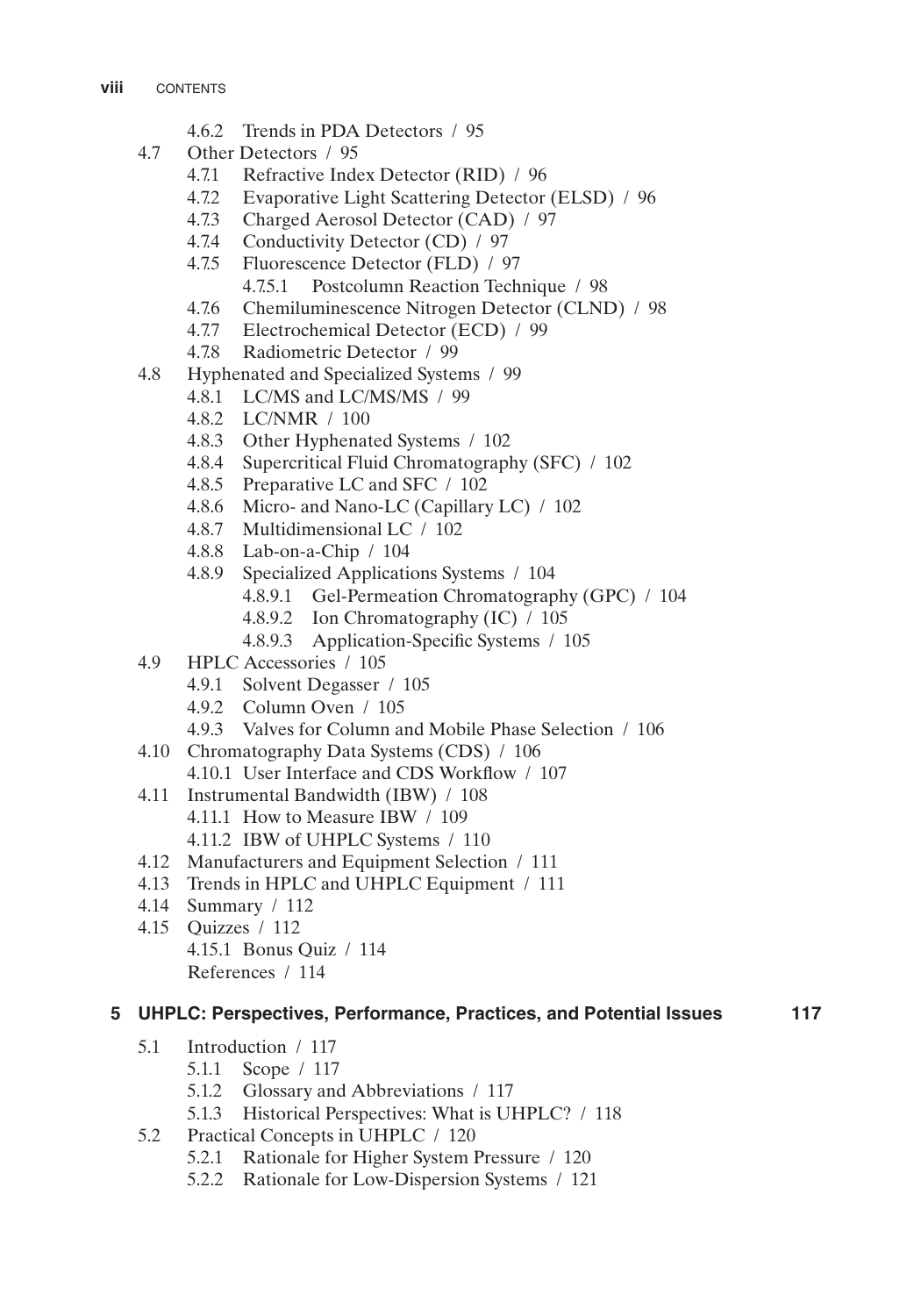- 4.6.2 Trends in PDA Detectors / 95
- 4.7 Other Detectors / 95
  - 4.7.1 Refractive Index Detector (RID) / 96
  - 4.7.2 Evaporative Light Scattering Detector (ELSD) / 96
  - 4.7.3 Charged Aerosol Detector (CAD) / 97
  - 4.7.4 Conductivity Detector (CD) / 97
  - 4.7.5 Fluorescence Detector (FLD) / 97
    - 4.7.5.1 Postcolumn Reaction Technique / 98
  - 4.7.6 Chemiluminescence Nitrogen Detector (CLND) / 98
  - 4.7.7 Electrochemical Detector (ECD) / 99
  - 4.7.8 Radiometric Detector / 99
- 4.8 Hyphenated and Specialized Systems / 99
  - 4.8.1 LC/MS and LC/MS/MS / 99
  - 4.8.2 LC/NMR / 100
  - 4.8.3 Other Hyphenated Systems / 102
  - 4.8.4 Supercritical Fluid Chromatography (SFC) / 102
  - 4.8.5 Preparative LC and SFC / 102
  - 4.8.6 Micro- and Nano-LC (Capillary LC) / 102
  - 4.8.7 Multidimensional LC / 102
  - 4.8.8 Lab-on-a-Chip / 104
  - 4.8.9 Specialized Applications Systems / 104
    - 4.8.9.1 Gel-Permeation Chromatography (GPC) / 104
    - 4.8.9.2 Ion Chromatography (IC) / 105
    - 4.8.9.3 Application-Specific Systems / 105
- 4.9 HPLC Accessories / 105
  - 4.9.1 Solvent Degasser / 105
  - 4.9.2 Column Oven / 105
  - 4.9.3 Valves for Column and Mobile Phase Selection / 106
- 4.10 Chromatography Data Systems (CDS) / 106
  - 4.10.1 User Interface and CDS Workflow / 107
- 4.11 Instrumental Bandwidth (IBW) / 108
  - 4.11.1 How to Measure IBW / 109
  - 4.11.2 IBW of UHPLC Systems / 110
- 4.12 Manufacturers and Equipment Selection / 111
- 4.13 Trends in HPLC and UHPLC Equipment / 111
- 4.14 Summary / 112
- 4.15 Quizzes / 112
  - 4.15.1 Bonus Quiz / 114
  - References / 114

## 5 UHPLC: Perspectives, Performance, Practices, and Potential Issues 117

- 5.1 Introduction / 117
  - 5.1.1 Scope / 117
  - 5.1.2 Glossary and Abbreviations / 117
  - 5.1.3 Historical Perspectives: What is UHPLC? / 118
- 5.2 Practical Concepts in UHPLC / 120
  - 5.2.1 Rationale for Higher System Pressure / 120
  - 5.2.2 Rationale for Low-Dispersion Systems / 121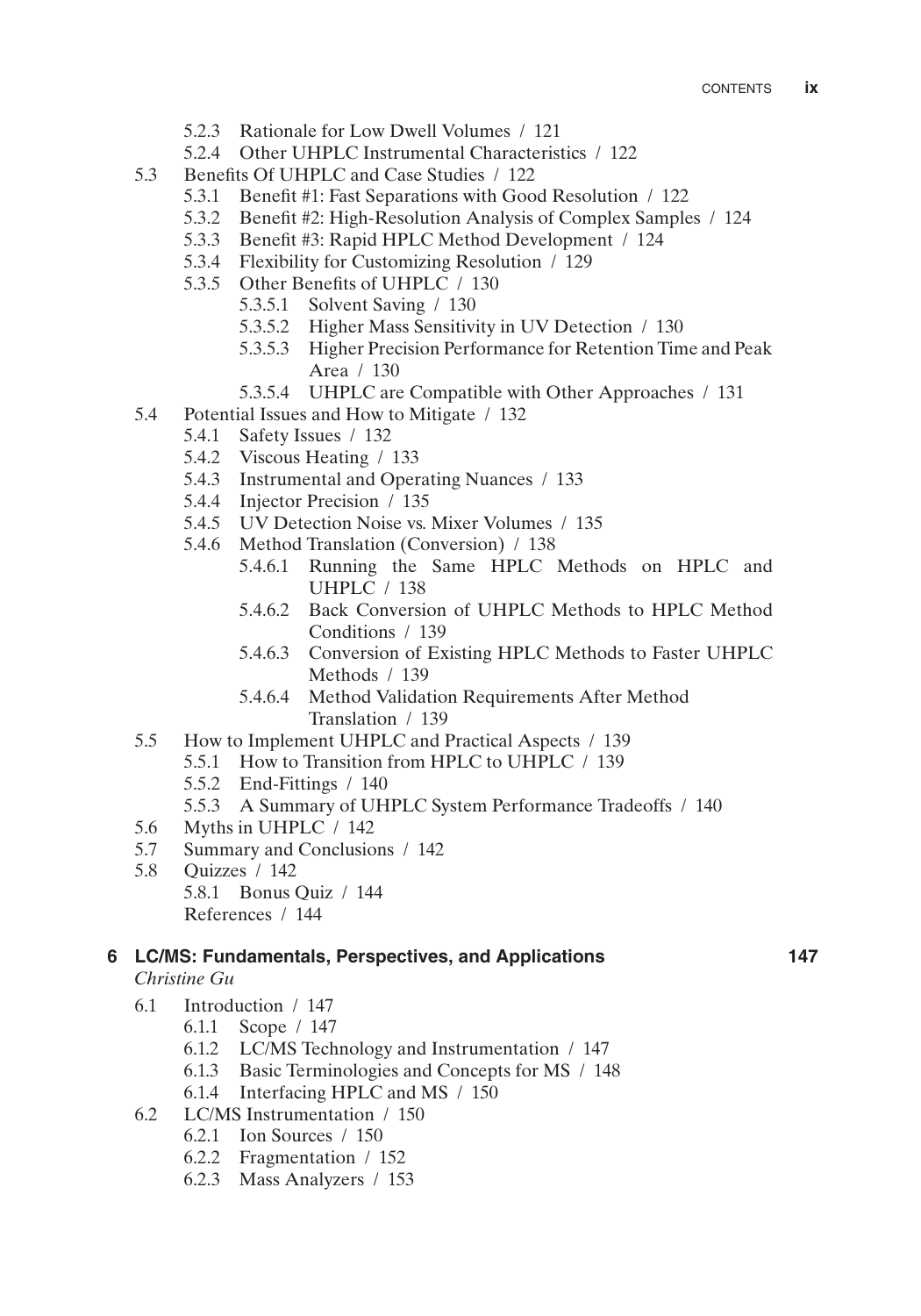- 5.2.3 Rationale for Low Dwell Volumes / 121
- 5.2.4 Other UHPLC Instrumental Characteristics / 122

5.3 Benefits Of UHPLC and Case Studies / 122

- 5.3.1 Benefit #1: Fast Separations with Good Resolution / 122
- 5.3.2 Benefit #2: High-Resolution Analysis of Complex Samples / 124
- 5.3.3 Benefit #3: Rapid HPLC Method Development / 124
- 5.3.4 Flexibility for Customizing Resolution / 129
- 5.3.5 Other Benefits of UHPLC / 130
  - 5.3.5.1 Solvent Saving / 130
  - 5.3.5.2 Higher Mass Sensitivity in UV Detection / 130
  - 5.3.5.3 Higher Precision Performance for Retention Time and Peak Area / 130
  - 5.3.5.4 UHPLC are Compatible with Other Approaches / 131

5.4 Potential Issues and How to Mitigate / 132

- 5.4.1 Safety Issues / 132
- 5.4.2 Viscous Heating / 133
- 5.4.3 Instrumental and Operating Nuances / 133
- 5.4.4 Injector Precision / 135
- 5.4.5 UV Detection Noise vs. Mixer Volumes / 135
- 5.4.6 Method Translation (Conversion) / 138
  - 5.4.6.1 Running the Same HPLC Methods on HPLC and UHPLC / 138
  - 5.4.6.2 Back Conversion of UHPLC Methods to HPLC Method Conditions / 139
  - 5.4.6.3 Conversion of Existing HPLC Methods to Faster UHPLC Methods / 139
  - 5.4.6.4 Method Validation Requirements After Method Translation / 139

5.5 How to Implement UHPLC and Practical Aspects / 139

- 5.5.1 How to Transition from HPLC to UHPLC / 139
- 5.5.2 End-Fittings / 140
- 5.5.3 A Summary of UHPLC System Performance Tradeoffs / 140

5.6 Myths in UHPLC / 142

5.7 Summary and Conclusions / 142

5.8 Quizzes / 142

- 5.8.1 Bonus Quiz / 144

References / 144

## 6 LC/MS: Fundamentals, Perspectives, and Applications — 147

*Christine Gu*

6.1 Introduction / 147

- 6.1.1 Scope / 147
- 6.1.2 LC/MS Technology and Instrumentation / 147
- 6.1.3 Basic Terminologies and Concepts for MS / 148
- 6.1.4 Interfacing HPLC and MS / 150

6.2 LC/MS Instrumentation / 150

- 6.2.1 Ion Sources / 150
- 6.2.2 Fragmentation / 152
- 6.2.3 Mass Analyzers / 153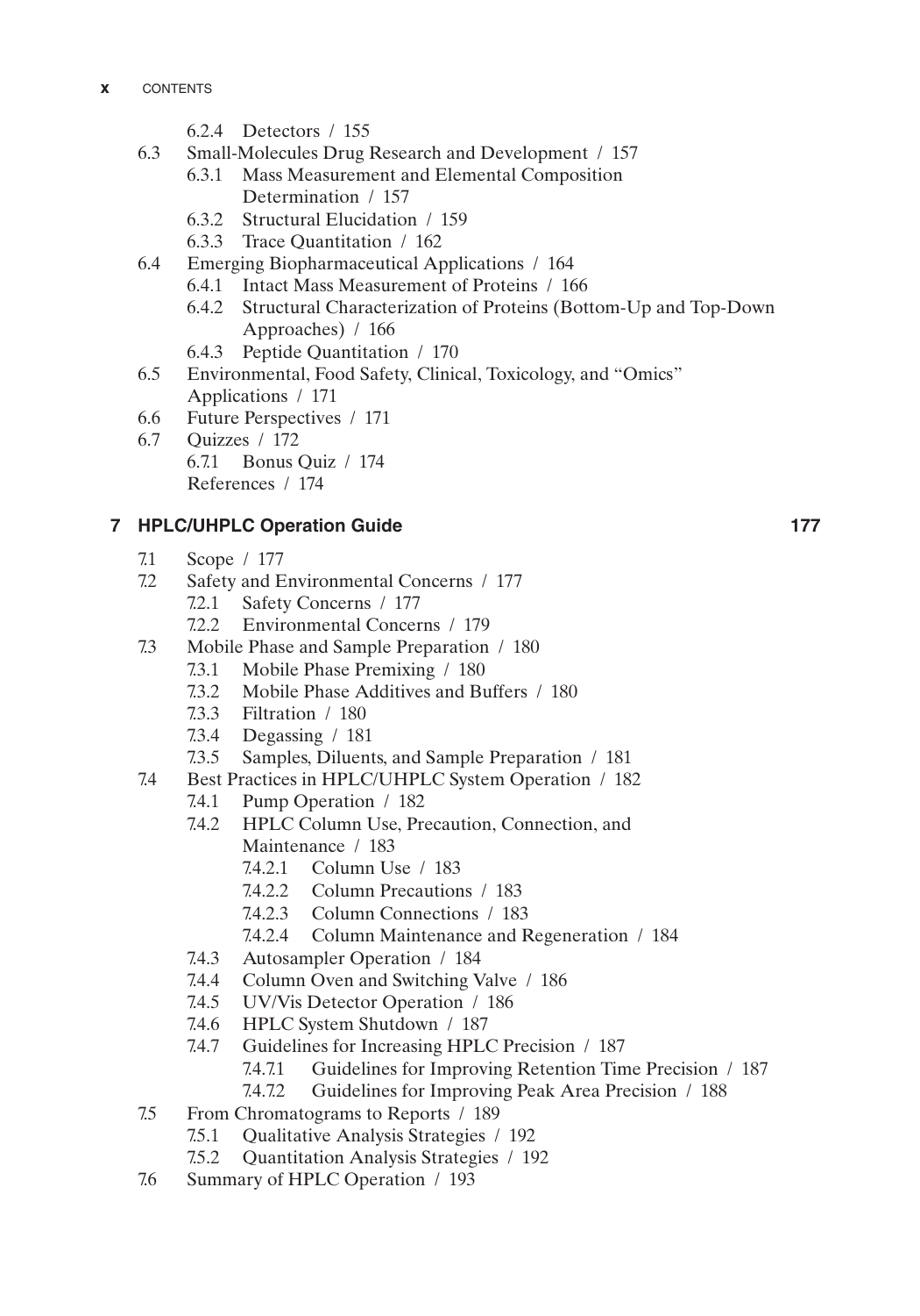- 6.2.4 Detectors / 155
- 6.3 Small-Molecules Drug Research and Development / 157
  - 6.3.1 Mass Measurement and Elemental Composition Determination / 157
  - 6.3.2 Structural Elucidation / 159
  - 6.3.3 Trace Quantitation / 162
- 6.4 Emerging Biopharmaceutical Applications / 164
  - 6.4.1 Intact Mass Measurement of Proteins / 166
  - 6.4.2 Structural Characterization of Proteins (Bottom-Up and Top-Down Approaches) / 166
  - 6.4.3 Peptide Quantitation / 170
- 6.5 Environmental, Food Safety, Clinical, Toxicology, and "Omics" Applications / 171
- 6.6 Future Perspectives / 171
- 6.7 Quizzes / 172
  - 6.7.1 Bonus Quiz / 174
  - References / 174

## 7 HPLC/UHPLC Operation Guide 177

- 7.1 Scope / 177
- 7.2 Safety and Environmental Concerns / 177
  - 7.2.1 Safety Concerns / 177
  - 7.2.2 Environmental Concerns / 179
- 7.3 Mobile Phase and Sample Preparation / 180
  - 7.3.1 Mobile Phase Premixing / 180
  - 7.3.2 Mobile Phase Additives and Buffers / 180
  - 7.3.3 Filtration / 180
  - 7.3.4 Degassing / 181
  - 7.3.5 Samples, Diluents, and Sample Preparation / 181
- 7.4 Best Practices in HPLC/UHPLC System Operation / 182
  - 7.4.1 Pump Operation / 182
  - 7.4.2 HPLC Column Use, Precaution, Connection, and Maintenance / 183
    - 7.4.2.1 Column Use / 183
    - 7.4.2.2 Column Precautions / 183
    - 7.4.2.3 Column Connections / 183
    - 7.4.2.4 Column Maintenance and Regeneration / 184
  - 7.4.3 Autosampler Operation / 184
  - 7.4.4 Column Oven and Switching Valve / 186
  - 7.4.5 UV/Vis Detector Operation / 186
  - 7.4.6 HPLC System Shutdown / 187
  - 7.4.7 Guidelines for Increasing HPLC Precision / 187
    - 7.4.7.1 Guidelines for Improving Retention Time Precision / 187
    - 7.4.7.2 Guidelines for Improving Peak Area Precision / 188
- 7.5 From Chromatograms to Reports / 189
  - 7.5.1 Qualitative Analysis Strategies / 192
  - 7.5.2 Quantitation Analysis Strategies / 192
- 7.6 Summary of HPLC Operation / 193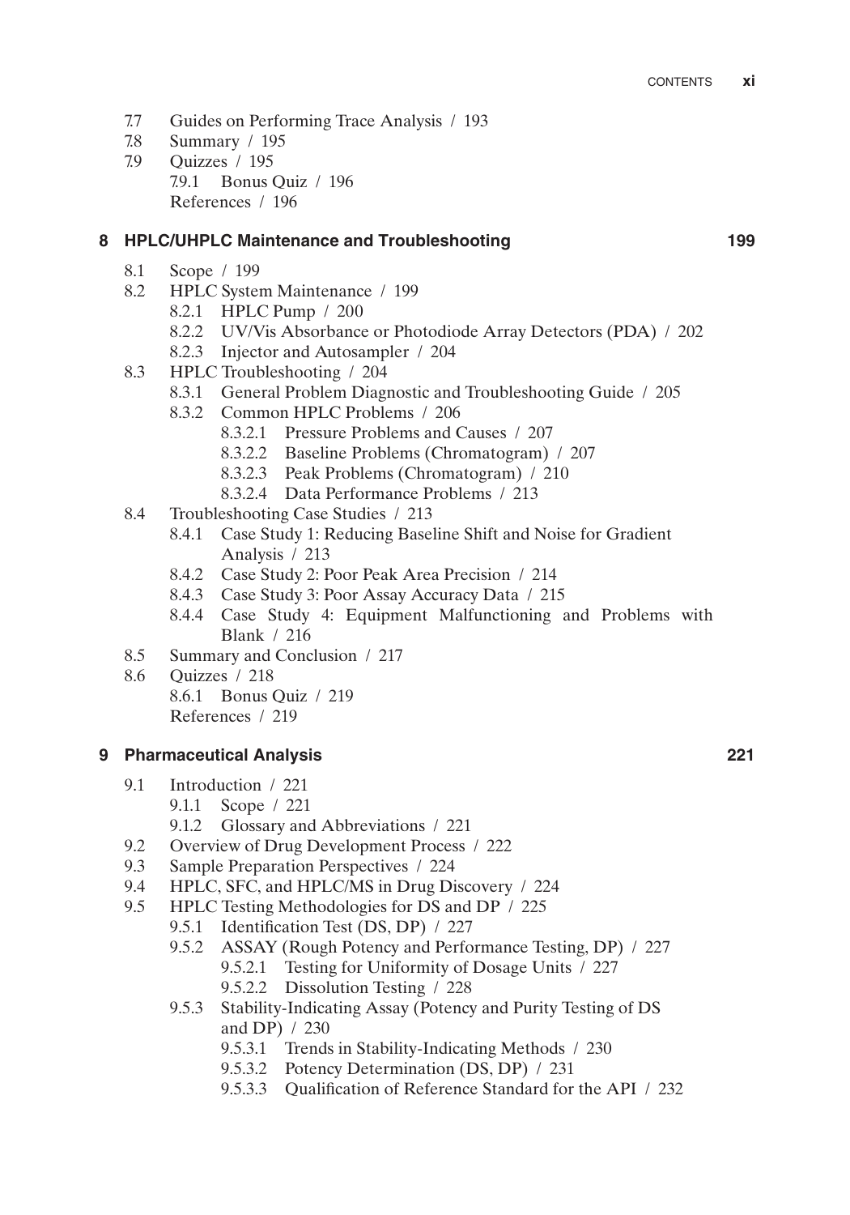7.7 Guides on Performing Trace Analysis / 193
7.8 Summary / 195
7.9 Quizzes / 195
 7.9.1 Bonus Quiz / 196
 References / 196

**8 HPLC/UHPLC Maintenance and Troubleshooting 199**

8.1 Scope / 199
8.2 HPLC System Maintenance / 199
 8.2.1 HPLC Pump / 200
 8.2.2 UV/Vis Absorbance or Photodiode Array Detectors (PDA) / 202
 8.2.3 Injector and Autosampler / 204
8.3 HPLC Troubleshooting / 204
 8.3.1 General Problem Diagnostic and Troubleshooting Guide / 205
 8.3.2 Common HPLC Problems / 206
  8.3.2.1 Pressure Problems and Causes / 207
  8.3.2.2 Baseline Problems (Chromatogram) / 207
  8.3.2.3 Peak Problems (Chromatogram) / 210
  8.3.2.4 Data Performance Problems / 213
8.4 Troubleshooting Case Studies / 213
 8.4.1 Case Study 1: Reducing Baseline Shift and Noise for Gradient Analysis / 213
 8.4.2 Case Study 2: Poor Peak Area Precision / 214
 8.4.3 Case Study 3: Poor Assay Accuracy Data / 215
 8.4.4 Case Study 4: Equipment Malfunctioning and Problems with Blank / 216
8.5 Summary and Conclusion / 217
8.6 Quizzes / 218
 8.6.1 Bonus Quiz / 219
 References / 219

**9 Pharmaceutical Analysis 221**

9.1 Introduction / 221
 9.1.1 Scope / 221
 9.1.2 Glossary and Abbreviations / 221
9.2 Overview of Drug Development Process / 222
9.3 Sample Preparation Perspectives / 224
9.4 HPLC, SFC, and HPLC/MS in Drug Discovery / 224
9.5 HPLC Testing Methodologies for DS and DP / 225
 9.5.1 Identification Test (DS, DP) / 227
 9.5.2 ASSAY (Rough Potency and Performance Testing, DP) / 227
  9.5.2.1 Testing for Uniformity of Dosage Units / 227
  9.5.2.2 Dissolution Testing / 228
 9.5.3 Stability-Indicating Assay (Potency and Purity Testing of DS and DP) / 230
  9.5.3.1 Trends in Stability-Indicating Methods / 230
  9.5.3.2 Potency Determination (DS, DP) / 231
  9.5.3.3 Qualification of Reference Standard for the API / 232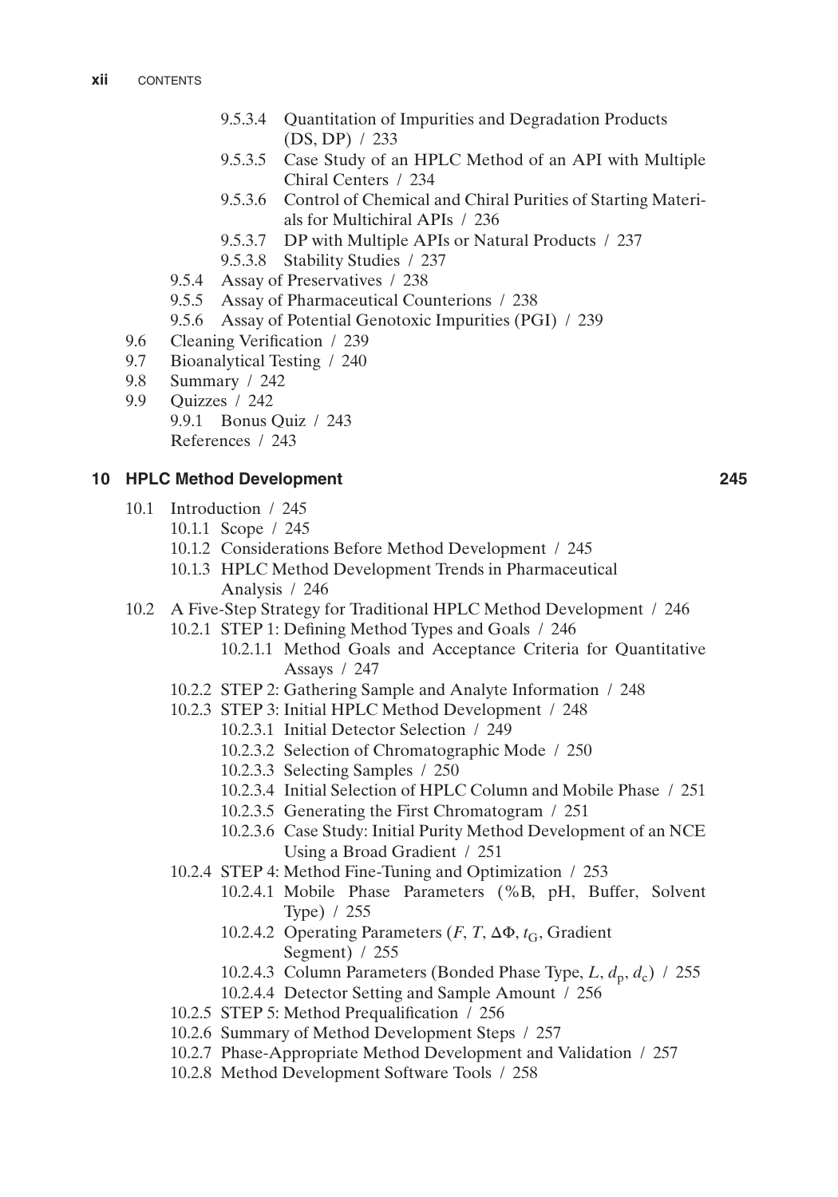- 9.5.3.4 Quantitation of Impurities and Degradation Products (DS, DP) / 233
- 9.5.3.5 Case Study of an HPLC Method of an API with Multiple Chiral Centers / 234
- 9.5.3.6 Control of Chemical and Chiral Purities of Starting Materials for Multichiral APIs / 236
- 9.5.3.7 DP with Multiple APIs or Natural Products / 237
- 9.5.3.8 Stability Studies / 237

9.5.4 Assay of Preservatives / 238
9.5.5 Assay of Pharmaceutical Counterions / 238
9.5.6 Assay of Potential Genotoxic Impurities (PGI) / 239

9.6 Cleaning Verification / 239
9.7 Bioanalytical Testing / 240
9.8 Summary / 242
9.9 Quizzes / 242
9.9.1 Bonus Quiz / 243
References / 243

## 10 HPLC Method Development 245

10.1 Introduction / 245
10.1.1 Scope / 245
10.1.2 Considerations Before Method Development / 245
10.1.3 HPLC Method Development Trends in Pharmaceutical Analysis / 246

10.2 A Five-Step Strategy for Traditional HPLC Method Development / 246
10.2.1 STEP 1: Defining Method Types and Goals / 246
10.2.1.1 Method Goals and Acceptance Criteria for Quantitative Assays / 247
10.2.2 STEP 2: Gathering Sample and Analyte Information / 248
10.2.3 STEP 3: Initial HPLC Method Development / 248
10.2.3.1 Initial Detector Selection / 249
10.2.3.2 Selection of Chromatographic Mode / 250
10.2.3.3 Selecting Samples / 250
10.2.3.4 Initial Selection of HPLC Column and Mobile Phase / 251
10.2.3.5 Generating the First Chromatogram / 251
10.2.3.6 Case Study: Initial Purity Method Development of an NCE Using a Broad Gradient / 251
10.2.4 STEP 4: Method Fine-Tuning and Optimization / 253
10.2.4.1 Mobile Phase Parameters (%B, pH, Buffer, Solvent Type) / 255
10.2.4.2 Operating Parameters ($F$, $T$, $\Delta\Phi$, $t_G$, Gradient Segment) / 255
10.2.4.3 Column Parameters (Bonded Phase Type, $L$, $d_p$, $d_c$) / 255
10.2.4.4 Detector Setting and Sample Amount / 256
10.2.5 STEP 5: Method Prequalification / 256
10.2.6 Summary of Method Development Steps / 257
10.2.7 Phase-Appropriate Method Development and Validation / 257
10.2.8 Method Development Software Tools / 258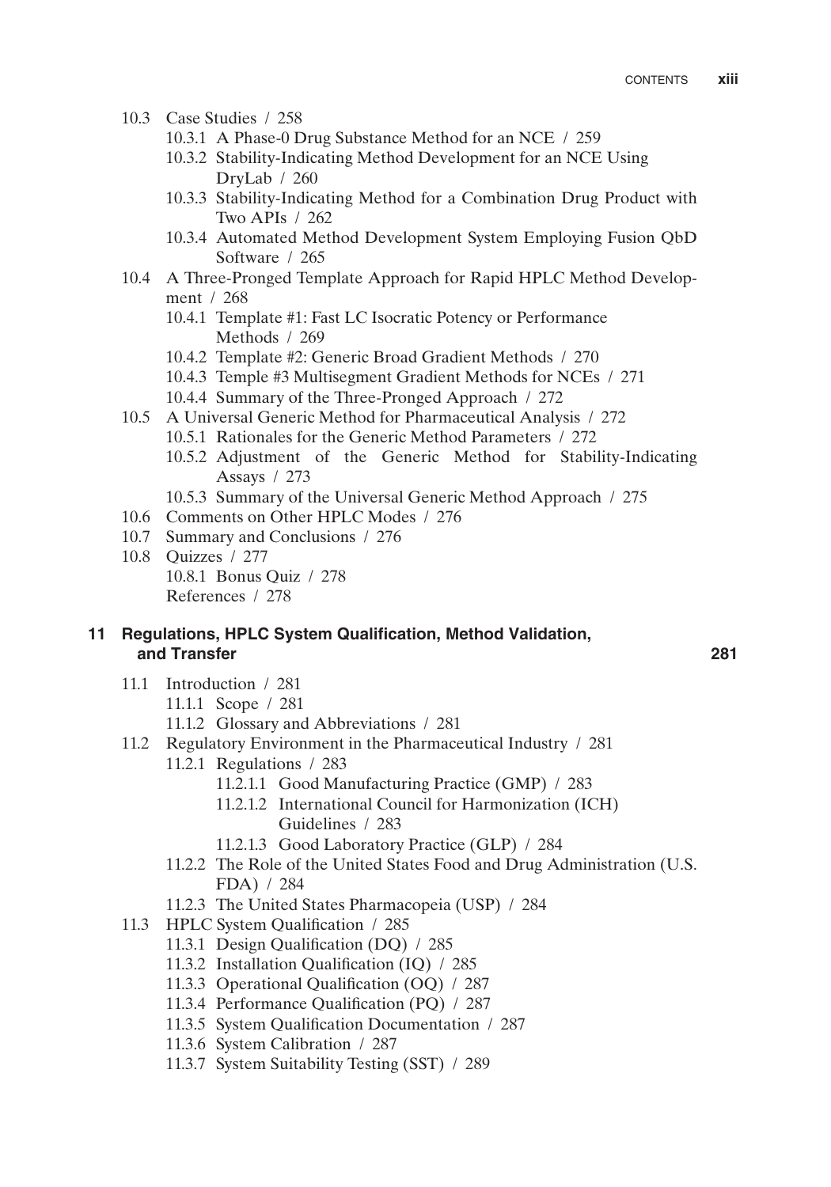- 10.3 Case Studies / 258
  - 10.3.1 A Phase-0 Drug Substance Method for an NCE / 259
  - 10.3.2 Stability-Indicating Method Development for an NCE Using DryLab / 260
  - 10.3.3 Stability-Indicating Method for a Combination Drug Product with Two APIs / 262
  - 10.3.4 Automated Method Development System Employing Fusion QbD Software / 265
- 10.4 A Three-Pronged Template Approach for Rapid HPLC Method Development / 268
  - 10.4.1 Template #1: Fast LC Isocratic Potency or Performance Methods / 269
  - 10.4.2 Template #2: Generic Broad Gradient Methods / 270
  - 10.4.3 Temple #3 Multisegment Gradient Methods for NCEs / 271
  - 10.4.4 Summary of the Three-Pronged Approach / 272
- 10.5 A Universal Generic Method for Pharmaceutical Analysis / 272
  - 10.5.1 Rationales for the Generic Method Parameters / 272
  - 10.5.2 Adjustment of the Generic Method for Stability-Indicating Assays / 273
  - 10.5.3 Summary of the Universal Generic Method Approach / 275
- 10.6 Comments on Other HPLC Modes / 276
- 10.7 Summary and Conclusions / 276
- 10.8 Quizzes / 277
  - 10.8.1 Bonus Quiz / 278
  - References / 278

## 11 Regulations, HPLC System Qualification, Method Validation, and Transfer — 281

- 11.1 Introduction / 281
  - 11.1.1 Scope / 281
  - 11.1.2 Glossary and Abbreviations / 281
- 11.2 Regulatory Environment in the Pharmaceutical Industry / 281
  - 11.2.1 Regulations / 283
    - 11.2.1.1 Good Manufacturing Practice (GMP) / 283
    - 11.2.1.2 International Council for Harmonization (ICH) Guidelines / 283
    - 11.2.1.3 Good Laboratory Practice (GLP) / 284
  - 11.2.2 The Role of the United States Food and Drug Administration (U.S. FDA) / 284
  - 11.2.3 The United States Pharmacopeia (USP) / 284
- 11.3 HPLC System Qualification / 285
  - 11.3.1 Design Qualification (DQ) / 285
  - 11.3.2 Installation Qualification (IQ) / 285
  - 11.3.3 Operational Qualification (OQ) / 287
  - 11.3.4 Performance Qualification (PQ) / 287
  - 11.3.5 System Qualification Documentation / 287
  - 11.3.6 System Calibration / 287
  - 11.3.7 System Suitability Testing (SST) / 289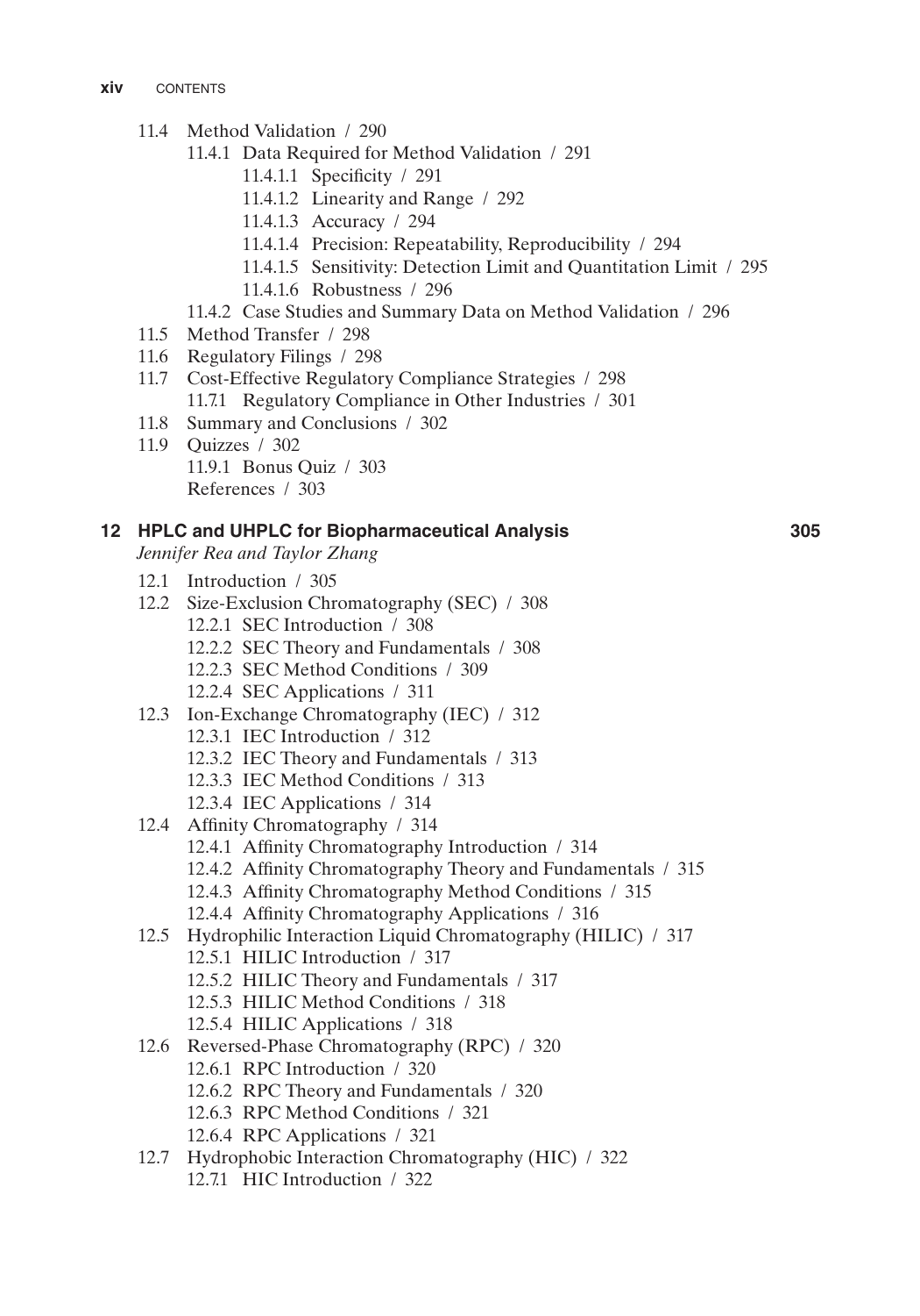- 11.4 Method Validation / 290
  - 11.4.1 Data Required for Method Validation / 291
    - 11.4.1.1 Specificity / 291
    - 11.4.1.2 Linearity and Range / 292
    - 11.4.1.3 Accuracy / 294
    - 11.4.1.4 Precision: Repeatability, Reproducibility / 294
    - 11.4.1.5 Sensitivity: Detection Limit and Quantitation Limit / 295
    - 11.4.1.6 Robustness / 296
  - 11.4.2 Case Studies and Summary Data on Method Validation / 296
- 11.5 Method Transfer / 298
- 11.6 Regulatory Filings / 298
- 11.7 Cost-Effective Regulatory Compliance Strategies / 298
  - 11.7.1 Regulatory Compliance in Other Industries / 301
- 11.8 Summary and Conclusions / 302
- 11.9 Quizzes / 302
  - 11.9.1 Bonus Quiz / 303
  - References / 303

## 12 HPLC and UHPLC for Biopharmaceutical Analysis — 305

*Jennifer Rea and Taylor Zhang*

- 12.1 Introduction / 305
- 12.2 Size-Exclusion Chromatography (SEC) / 308
  - 12.2.1 SEC Introduction / 308
  - 12.2.2 SEC Theory and Fundamentals / 308
  - 12.2.3 SEC Method Conditions / 309
  - 12.2.4 SEC Applications / 311
- 12.3 Ion-Exchange Chromatography (IEC) / 312
  - 12.3.1 IEC Introduction / 312
  - 12.3.2 IEC Theory and Fundamentals / 313
  - 12.3.3 IEC Method Conditions / 313
  - 12.3.4 IEC Applications / 314
- 12.4 Affinity Chromatography / 314
  - 12.4.1 Affinity Chromatography Introduction / 314
  - 12.4.2 Affinity Chromatography Theory and Fundamentals / 315
  - 12.4.3 Affinity Chromatography Method Conditions / 315
  - 12.4.4 Affinity Chromatography Applications / 316
- 12.5 Hydrophilic Interaction Liquid Chromatography (HILIC) / 317
  - 12.5.1 HILIC Introduction / 317
  - 12.5.2 HILIC Theory and Fundamentals / 317
  - 12.5.3 HILIC Method Conditions / 318
  - 12.5.4 HILIC Applications / 318
- 12.6 Reversed-Phase Chromatography (RPC) / 320
  - 12.6.1 RPC Introduction / 320
  - 12.6.2 RPC Theory and Fundamentals / 320
  - 12.6.3 RPC Method Conditions / 321
  - 12.6.4 RPC Applications / 321
- 12.7 Hydrophobic Interaction Chromatography (HIC) / 322
  - 12.7.1 HIC Introduction / 322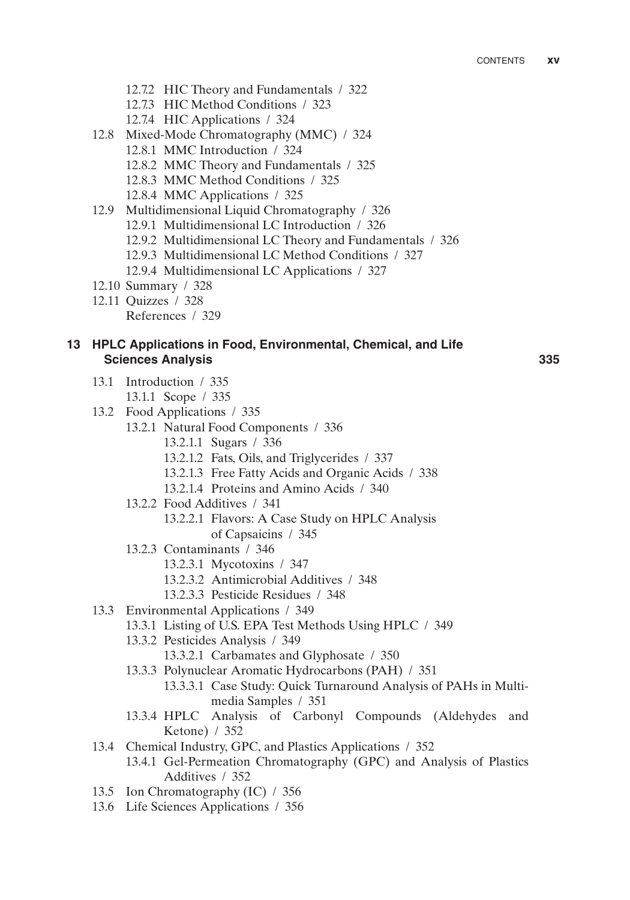- 12.7.2 HIC Theory and Fundamentals / 322
- 12.7.3 HIC Method Conditions / 323
- 12.7.4 HIC Applications / 324

12.8 Mixed-Mode Chromatography (MMC) / 324

- 12.8.1 MMC Introduction / 324
- 12.8.2 MMC Theory and Fundamentals / 325
- 12.8.3 MMC Method Conditions / 325
- 12.8.4 MMC Applications / 325

12.9 Multidimensional Liquid Chromatography / 326

- 12.9.1 Multidimensional LC Introduction / 326
- 12.9.2 Multidimensional LC Theory and Fundamentals / 326
- 12.9.3 Multidimensional LC Method Conditions / 327
- 12.9.4 Multidimensional LC Applications / 327

12.10 Summary / 328

12.11 Quizzes / 328

References / 329

**13 HPLC Applications in Food, Environmental, Chemical, and Life Sciences Analysis 335**

13.1 Introduction / 335

- 13.1.1 Scope / 335

13.2 Food Applications / 335

- 13.2.1 Natural Food Components / 336
  - 13.2.1.1 Sugars / 336
  - 13.2.1.2 Fats, Oils, and Triglycerides / 337
  - 13.2.1.3 Free Fatty Acids and Organic Acids / 338
  - 13.2.1.4 Proteins and Amino Acids / 340
- 13.2.2 Food Additives / 341
  - 13.2.2.1 Flavors: A Case Study on HPLC Analysis of Capsaicins / 345
- 13.2.3 Contaminants / 346
  - 13.2.3.1 Mycotoxins / 347
  - 13.2.3.2 Antimicrobial Additives / 348
  - 13.2.3.3 Pesticide Residues / 348

13.3 Environmental Applications / 349

- 13.3.1 Listing of U.S. EPA Test Methods Using HPLC / 349
- 13.3.2 Pesticides Analysis / 349
  - 13.3.2.1 Carbamates and Glyphosate / 350
- 13.3.3 Polynuclear Aromatic Hydrocarbons (PAH) / 351
  - 13.3.3.1 Case Study: Quick Turnaround Analysis of PAHs in Multimedia Samples / 351
- 13.3.4 HPLC Analysis of Carbonyl Compounds (Aldehydes and Ketone) / 352

13.4 Chemical Industry, GPC, and Plastics Applications / 352

- 13.4.1 Gel-Permeation Chromatography (GPC) and Analysis of Plastics Additives / 352

13.5 Ion Chromatography (IC) / 356

13.6 Life Sciences Applications / 356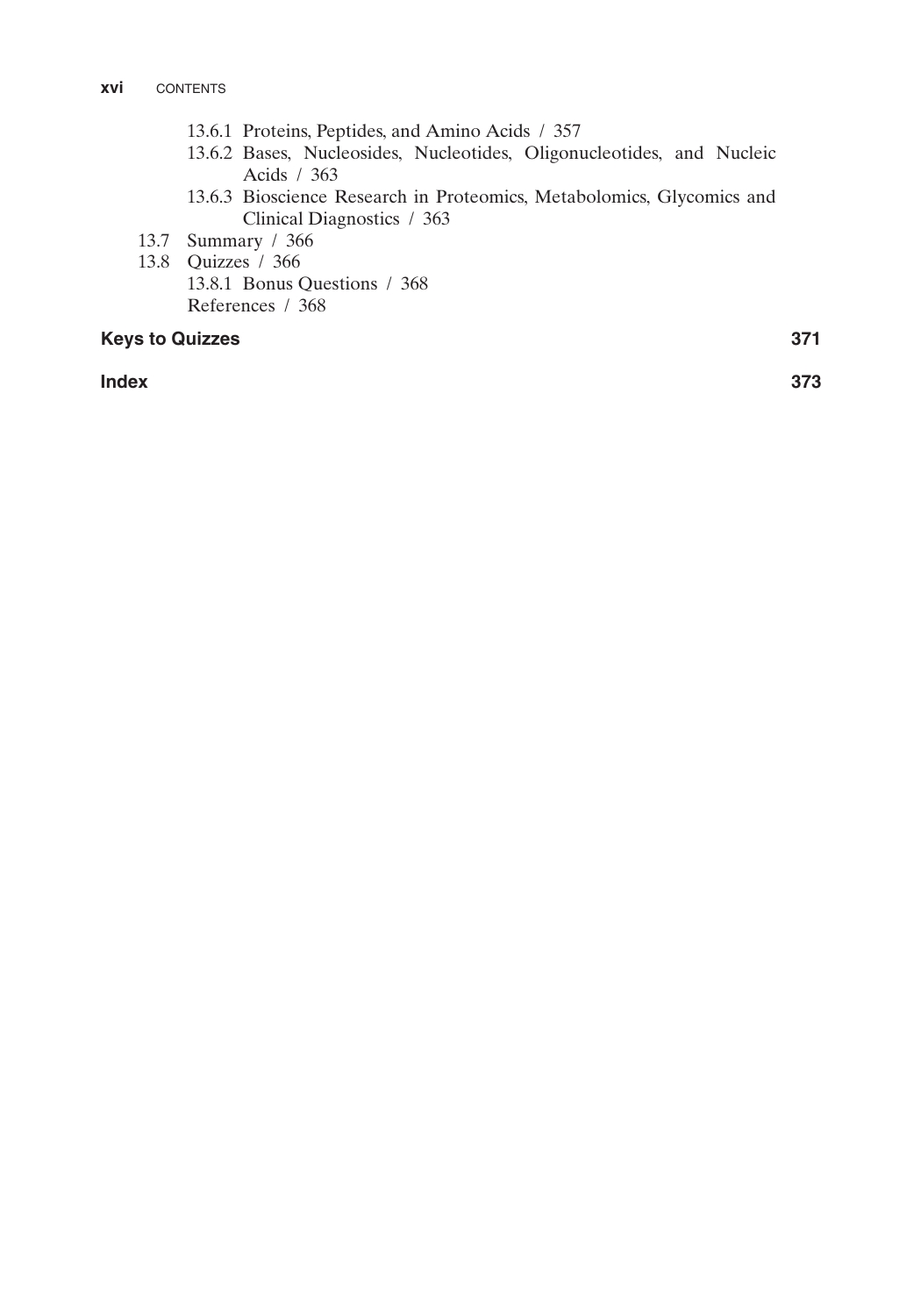13.6.1 Proteins, Peptides, and Amino Acids / 357

13.6.2 Bases, Nucleosides, Nucleotides, Oligonucleotides, and Nucleic Acids / 363

13.6.3 Bioscience Research in Proteomics, Metabolomics, Glycomics and Clinical Diagnostics / 363

13.7 Summary / 366

13.8 Quizzes / 366

13.8.1 Bonus Questions / 368

References / 368

**Keys to Quizzes** **371**

**Index** **373**